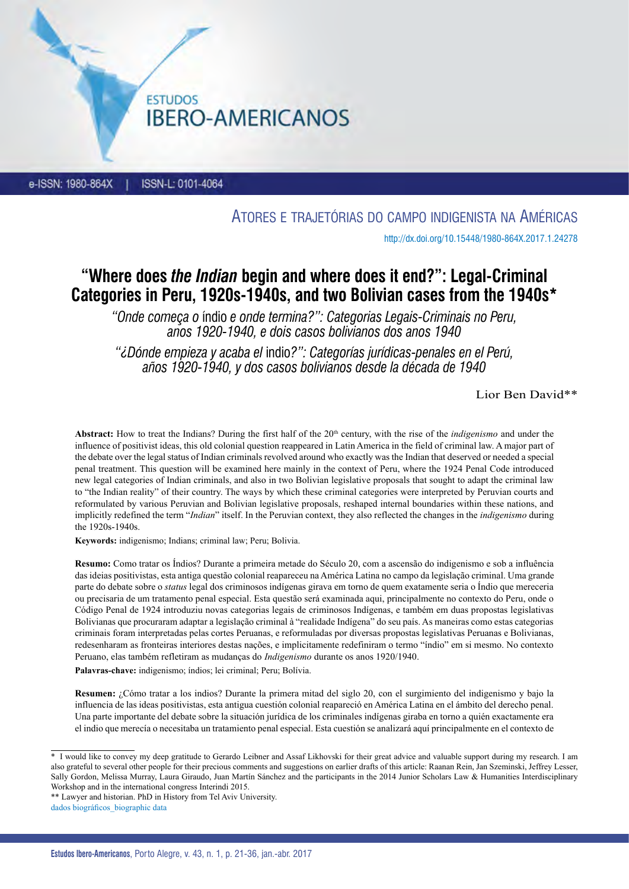Atores e trajetórias do campo indigenista na Américas

http://dx.doi.org/10.15448/1980-864X.2017.1.24278

# "Where does *the Indian* begin and where does it end?": Legal-Criminal Categories in Peru, 1920s-1940s, and two Bolivian cases from the 1940s*

*"Onde começa o* índio *e onde termina?": Categorias Legais-Criminais no Peru, anos 1920-1940, e dois casos bolivianos dos anos 1940*

*"¿Dónde empieza y acaba el* indio*?": Categorías jurídicas-penales en el Perú, años 1920-1940, y dos casos bolivianos desde la década de 1940*

Lior Ben David**

**Abstract:** How to treat the Indians? During the first half of the 20th century, with the rise of the *indigenismo* and under the influence of positivist ideas, this old colonial question reappeared in Latin America in the field of criminal law. A major part of the debate over the legal status of Indian criminals revolved around who exactly was the Indian that deserved or needed a special penal treatment. This question will be examined here mainly in the context of Peru, where the 1924 Penal Code introduced new legal categories of Indian criminals, and also in two Bolivian legislative proposals that sought to adapt the criminal law to "the Indian reality" of their country. The ways by which these criminal categories were interpreted by Peruvian courts and reformulated by various Peruvian and Bolivian legislative proposals, reshaped internal boundaries within these nations, and implicitly redefined the term "*Indian*" itself. In the Peruvian context, they also reflected the changes in the *indigenismo* during the 1920s-1940s.

**Keywords:** indigenismo; Indians; criminal law; Peru; Bolivia.

**Resumo:** Como tratar os Índios? Durante a primeira metade do Século 20, com a ascensão do indigenismo e sob a influência das ideias positivistas, esta antiga questão colonial reapareceu na América Latina no campo da legislação criminal. Uma grande parte do debate sobre o *status* legal dos criminosos indígenas girava em torno de quem exatamente seria o Índio que mereceria ou precisaria de um tratamento penal especial. Esta questão será examinada aqui, principalmente no contexto do Peru, onde o Código Penal de 1924 introduziu novas categorias legais de criminosos Indígenas, e também em duas propostas legislativas Bolivianas que procuraram adaptar a legislação criminal à "realidade Indígena" do seu país. As maneiras como estas categorias criminais foram interpretadas pelas cortes Peruanas, e reformuladas por diversas propostas legislativas Peruanas e Bolivianas, redesenharam as fronteiras interiores destas nações, e implicitamente redefiniram o termo "índio" em si mesmo. No contexto Peruano, elas também refletiram as mudanças do *Indigenismo* durante os anos 1920/1940.

**Palavras-chave:** indigenismo; índios; lei criminal; Peru; Bolívia.

**Resumen:** ¿Cómo tratar a los indios? Durante la primera mitad del siglo 20, con el surgimiento del indigenismo y bajo la influencia de las ideas positivistas, esta antigua cuestión colonial reapareció en América Latina en el ámbito del derecho penal. Una parte importante del debate sobre la situación jurídica de los criminales indígenas giraba en torno a quién exactamente era el indio que merecía o necesitaba un tratamiento penal especial. Esta cuestión se analizará aquí principalmente en el contexto de

---

\* I would like to convey my deep gratitude to Gerardo Leibner and Assaf Likhovski for their great advice and valuable support during my research. I am also grateful to several other people for their precious comments and suggestions on earlier drafts of this article: Raanan Rein, Jan Szeminski, Jeffrey Lesser, Sally Gordon, Melissa Murray, Laura Giraudo, Juan Martín Sánchez and the participants in the 2014 Junior Scholars Law & Humanities Interdisciplinary Workshop and in the international congress Interindi 2015.

\*\* Lawyer and historian. PhD in History from Tel Aviv University.

dados biográficos_biographic data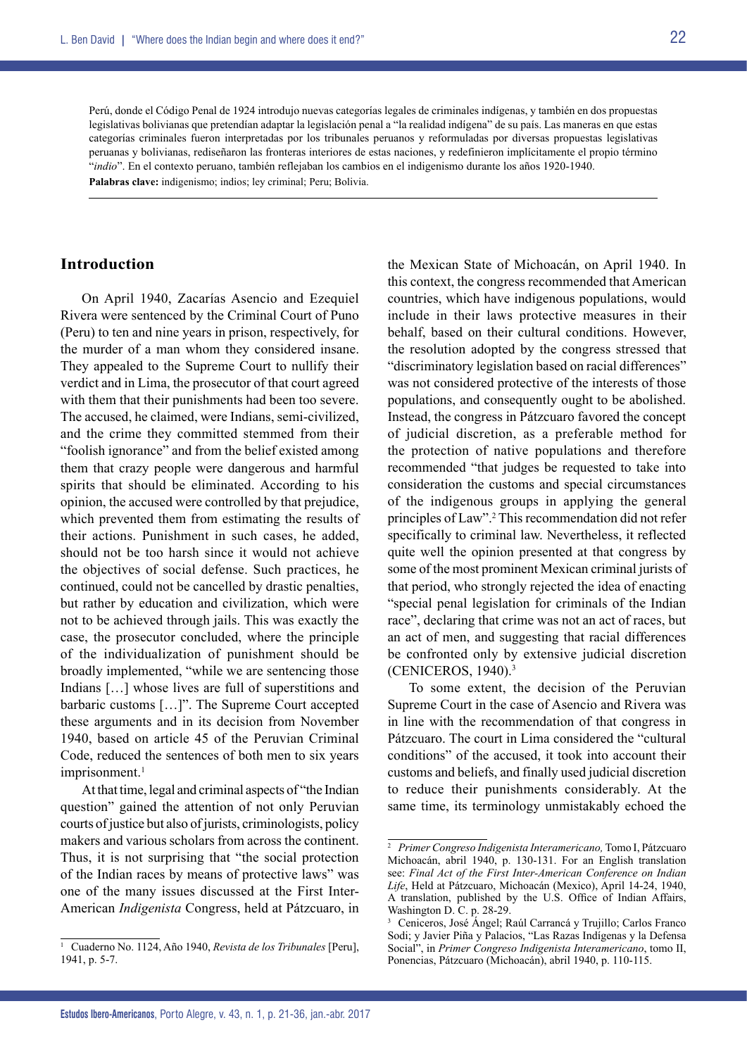Perú, donde el Código Penal de 1924 introdujo nuevas categorías legales de criminales indígenas, y también en dos propuestas legislativas bolivianas que pretendían adaptar la legislación penal a "la realidad indígena" de su país. Las maneras en que estas categorías criminales fueron interpretadas por los tribunales peruanos y reformuladas por diversas propuestas legislativas peruanas y bolivianas, rediseñaron las fronteras interiores de estas naciones, y redefinieron implícitamente el propio término "*indio*". En el contexto peruano, también reflejaban los cambios en el indigenismo durante los años 1920-1940.

**Palabras clave:** indigenismo; indios; ley criminal; Peru; Bolivia.

## Introduction

On April 1940, Zacarías Asencio and Ezequiel Rivera were sentenced by the Criminal Court of Puno (Peru) to ten and nine years in prison, respectively, for the murder of a man whom they considered insane. They appealed to the Supreme Court to nullify their verdict and in Lima, the prosecutor of that court agreed with them that their punishments had been too severe. The accused, he claimed, were Indians, semi-civilized, and the crime they committed stemmed from their "foolish ignorance" and from the belief existed among them that crazy people were dangerous and harmful spirits that should be eliminated. According to his opinion, the accused were controlled by that prejudice, which prevented them from estimating the results of their actions. Punishment in such cases, he added, should not be too harsh since it would not achieve the objectives of social defense. Such practices, he continued, could not be cancelled by drastic penalties, but rather by education and civilization, which were not to be achieved through jails. This was exactly the case, the prosecutor concluded, where the principle of the individualization of punishment should be broadly implemented, "while we are sentencing those Indians […] whose lives are full of superstitions and barbaric customs […]". The Supreme Court accepted these arguments and in its decision from November 1940, based on article 45 of the Peruvian Criminal Code, reduced the sentences of both men to six years imprisonment.[1]

At that time, legal and criminal aspects of "the Indian question" gained the attention of not only Peruvian courts of justice but also of jurists, criminologists, policy makers and various scholars from across the continent. Thus, it is not surprising that "the social protection of the Indian races by means of protective laws" was one of the many issues discussed at the First Inter-American *Indigenista* Congress, held at Pátzcuaro, in the Mexican State of Michoacán, on April 1940. In this context, the congress recommended that American countries, which have indigenous populations, would include in their laws protective measures in their behalf, based on their cultural conditions. However, the resolution adopted by the congress stressed that "discriminatory legislation based on racial differences" was not considered protective of the interests of those populations, and consequently ought to be abolished. Instead, the congress in Pátzcuaro favored the concept of judicial discretion, as a preferable method for the protection of native populations and therefore recommended "that judges be requested to take into consideration the customs and special circumstances of the indigenous groups in applying the general principles of Law".[2] This recommendation did not refer specifically to criminal law. Nevertheless, it reflected quite well the opinion presented at that congress by some of the most prominent Mexican criminal jurists of that period, who strongly rejected the idea of enacting "special penal legislation for criminals of the Indian race", declaring that crime was not an act of races, but an act of men, and suggesting that racial differences be confronted only by extensive judicial discretion (CENICEROS, 1940).[3]

To some extent, the decision of the Peruvian Supreme Court in the case of Asencio and Rivera was in line with the recommendation of that congress in Pátzcuaro. The court in Lima considered the "cultural conditions" of the accused, it took into account their customs and beliefs, and finally used judicial discretion to reduce their punishments considerably. At the same time, its terminology unmistakably echoed the

---

[1] Cuaderno No. 1124, Año 1940, *Revista de los Tribunales* [Peru], 1941, p. 5-7.

[2] *Primer Congreso Indigenista Interamericano,* Tomo I, Pátzcuaro Michoacán, abril 1940, p. 130-131. For an English translation see: *Final Act of the First Inter-American Conference on Indian Life*, Held at Pátzcuaro, Michoacán (Mexico), April 14-24, 1940, A translation, published by the U.S. Office of Indian Affairs, Washington D. C. p. 28-29.

[3] Ceniceros, José Ángel; Raúl Carrancá y Trujillo; Carlos Franco Sodi; y Javier Piña y Palacios, "Las Razas Indígenas y la Defensa Social", in *Primer Congreso Indigenista Interamericano*, tomo II, Ponencias, Pátzcuaro (Michoacán), abril 1940, p. 110-115.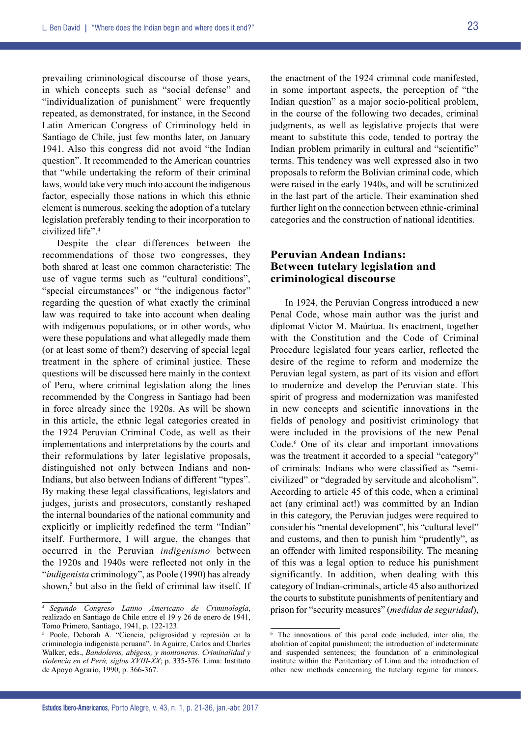prevailing criminological discourse of those years, in which concepts such as "social defense" and "individualization of punishment" were frequently repeated, as demonstrated, for instance, in the Second Latin American Congress of Criminology held in Santiago de Chile, just few months later, on January 1941. Also this congress did not avoid "the Indian question". It recommended to the American countries that "while undertaking the reform of their criminal laws, would take very much into account the indigenous factor, especially those nations in which this ethnic element is numerous, seeking the adoption of a tutelary legislation preferably tending to their incorporation to civilized life".[4]

Despite the clear differences between the recommendations of those two congresses, they both shared at least one common characteristic: The use of vague terms such as "cultural conditions", "special circumstances" or "the indigenous factor" regarding the question of what exactly the criminal law was required to take into account when dealing with indigenous populations, or in other words, who were these populations and what allegedly made them (or at least some of them?) deserving of special legal treatment in the sphere of criminal justice. These questions will be discussed here mainly in the context of Peru, where criminal legislation along the lines recommended by the Congress in Santiago had been in force already since the 1920s. As will be shown in this article, the ethnic legal categories created in the 1924 Peruvian Criminal Code, as well as their implementations and interpretations by the courts and their reformulations by later legislative proposals, distinguished not only between Indians and non-Indians, but also between Indians of different "types". By making these legal classifications, legislators and judges, jurists and prosecutors, constantly reshaped the internal boundaries of the national community and explicitly or implicitly redefined the term "Indian" itself. Furthermore, I will argue, the changes that occurred in the Peruvian *indigenismo* between the 1920s and 1940s were reflected not only in the "*indigenista* criminology", as Poole (1990) has already shown,[5] but also in the field of criminal law itself. If the enactment of the 1924 criminal code manifested, in some important aspects, the perception of "the Indian question" as a major socio-political problem, in the course of the following two decades, criminal judgments, as well as legislative projects that were meant to substitute this code, tended to portray the Indian problem primarily in cultural and "scientific" terms. This tendency was well expressed also in two proposals to reform the Bolivian criminal code, which were raised in the early 1940s, and will be scrutinized in the last part of the article. Their examination shed further light on the connection between ethnic-criminal categories and the construction of national identities.

## Peruvian Andean Indians: Between tutelary legislation and criminological discourse

In 1924, the Peruvian Congress introduced a new Penal Code, whose main author was the jurist and diplomat Víctor M. Maúrtua. Its enactment, together with the Constitution and the Code of Criminal Procedure legislated four years earlier, reflected the desire of the regime to reform and modernize the Peruvian legal system, as part of its vision and effort to modernize and develop the Peruvian state. This spirit of progress and modernization was manifested in new concepts and scientific innovations in the fields of penology and positivist criminology that were included in the provisions of the new Penal Code.[6] One of its clear and important innovations was the treatment it accorded to a special "category" of criminals: Indians who were classified as "semi-civilized" or "degraded by servitude and alcoholism". According to article 45 of this code, when a criminal act (any criminal act!) was committed by an Indian in this category, the Peruvian judges were required to consider his "mental development", his "cultural level" and customs, and then to punish him "prudently", as an offender with limited responsibility. The meaning of this was a legal option to reduce his punishment significantly. In addition, when dealing with this category of Indian-criminals, article 45 also authorized the courts to substitute punishments of penitentiary and prison for "security measures" (*medidas de seguridad*),

---

[4] *Segundo Congreso Latino Americano de Criminología*, realizado en Santiago de Chile entre el 19 y 26 de enero de 1941, Tomo Primero, Santiago, 1941, p. 122-123.

[5] Poole, Deborah A. "Ciencia, peligrosidad y represión en la criminología indigenista peruana". In Aguirre, Carlos and Charles Walker, eds., *Bandoleros, abigeos, y montoneros. Criminalidad y violencia en el Perú, siglos XVIII-XX*; p. 335-376. Lima: Instituto de Apoyo Agrario, 1990, p. 366-367.

[6] The innovations of this penal code included, inter alia, the abolition of capital punishment; the introduction of indeterminate and suspended sentences; the foundation of a criminological institute within the Penitentiary of Lima and the introduction of other new methods concerning the tutelary regime for minors.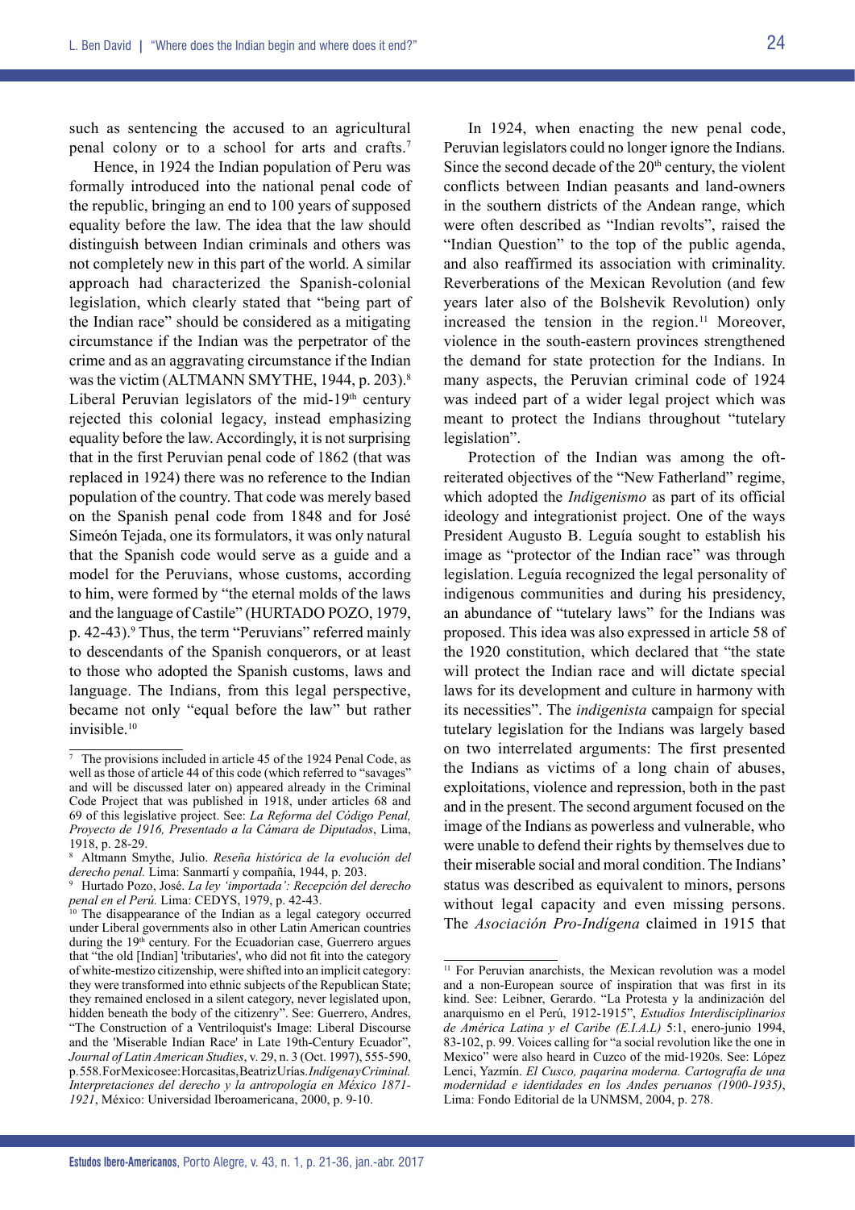such as sentencing the accused to an agricultural penal colony or to a school for arts and crafts.[7]

Hence, in 1924 the Indian population of Peru was formally introduced into the national penal code of the republic, bringing an end to 100 years of supposed equality before the law. The idea that the law should distinguish between Indian criminals and others was not completely new in this part of the world. A similar approach had characterized the Spanish-colonial legislation, which clearly stated that "being part of the Indian race" should be considered as a mitigating circumstance if the Indian was the perpetrator of the crime and as an aggravating circumstance if the Indian was the victim (ALTMANN SMYTHE, 1944, p. 203).[8] Liberal Peruvian legislators of the mid-19th century rejected this colonial legacy, instead emphasizing equality before the law. Accordingly, it is not surprising that in the first Peruvian penal code of 1862 (that was replaced in 1924) there was no reference to the Indian population of the country. That code was merely based on the Spanish penal code from 1848 and for José Simeón Tejada, one its formulators, it was only natural that the Spanish code would serve as a guide and a model for the Peruvians, whose customs, according to him, were formed by "the eternal molds of the laws and the language of Castile" (HURTADO POZO, 1979, p. 42-43).[9] Thus, the term "Peruvians" referred mainly to descendants of the Spanish conquerors, or at least to those who adopted the Spanish customs, laws and language. The Indians, from this legal perspective, became not only "equal before the law" but rather invisible.[10]

In 1924, when enacting the new penal code, Peruvian legislators could no longer ignore the Indians. Since the second decade of the 20th century, the violent conflicts between Indian peasants and land-owners in the southern districts of the Andean range, which were often described as "Indian revolts", raised the "Indian Question" to the top of the public agenda, and also reaffirmed its association with criminality. Reverberations of the Mexican Revolution (and few years later also of the Bolshevik Revolution) only increased the tension in the region.[11] Moreover, violence in the south-eastern provinces strengthened the demand for state protection for the Indians. In many aspects, the Peruvian criminal code of 1924 was indeed part of a wider legal project which was meant to protect the Indians throughout "tutelary legislation".

Protection of the Indian was among the oft-reiterated objectives of the "New Fatherland" regime, which adopted the *Indigenismo* as part of its official ideology and integrationist project. One of the ways President Augusto B. Leguía sought to establish his image as "protector of the Indian race" was through legislation. Leguía recognized the legal personality of indigenous communities and during his presidency, an abundance of "tutelary laws" for the Indians was proposed. This idea was also expressed in article 58 of the 1920 constitution, which declared that "the state will protect the Indian race and will dictate special laws for its development and culture in harmony with its necessities". The *indigenista* campaign for special tutelary legislation for the Indians was largely based on two interrelated arguments: The first presented the Indians as victims of a long chain of abuses, exploitations, violence and repression, both in the past and in the present. The second argument focused on the image of the Indians as powerless and vulnerable, who were unable to defend their rights by themselves due to their miserable social and moral condition. The Indians' status was described as equivalent to minors, persons without legal capacity and even missing persons. The *Asociación Pro-Indígena* claimed in 1915 that

---

[7] The provisions included in article 45 of the 1924 Penal Code, as well as those of article 44 of this code (which referred to "savages" and will be discussed later on) appeared already in the Criminal Code Project that was published in 1918, under articles 68 and 69 of this legislative project. See: *La Reforma del Código Penal, Proyecto de 1916, Presentado a la Cámara de Diputados*, Lima, 1918, p. 28-29.

[8] Altmann Smythe, Julio. *Reseña histórica de la evolución del derecho penal.* Lima: Sanmartí y compañía, 1944, p. 203.

[9] Hurtado Pozo, José. *La ley 'importada': Recepción del derecho penal en el Perú.* Lima: CEDYS, 1979, p. 42-43.

[10] The disappearance of the Indian as a legal category occurred under Liberal governments also in other Latin American countries during the 19th century. For the Ecuadorian case, Guerrero argues that "the old [Indian] 'tributaries', who did not fit into the category of white-mestizo citizenship, were shifted into an implicit category: they were transformed into ethnic subjects of the Republican State; they remained enclosed in a silent category, never legislated upon, hidden beneath the body of the citizenry". See: Guerrero, Andres, "The Construction of a Ventriloquist's Image: Liberal Discourse and the 'Miserable Indian Race' in Late 19th-Century Ecuador", *Journal of Latin American Studies*, v. 29, n. 3 (Oct. 1997), 555-590, p. 558. For Mexico see: Horcasitas, Beatriz Urías. *Indígena y Criminal. Interpretaciones del derecho y la antropología en México 1871-1921*, México: Universidad Iberoamericana, 2000, p. 9-10.

[11] For Peruvian anarchists, the Mexican revolution was a model and a non-European source of inspiration that was first in its kind. See: Leibner, Gerardo. "La Protesta y la andinización del anarquismo en el Perú, 1912-1915", *Estudios Interdisciplinarios de América Latina y el Caribe (E.I.A.L)* 5:1, enero-junio 1994, 83-102, p. 99. Voices calling for "a social revolution like the one in Mexico" were also heard in Cuzco of the mid-1920s. See: López Lenci, Yazmín. *El Cusco, paqarina moderna. Cartografía de una modernidad e identidades en los Andes peruanos (1900-1935)*, Lima: Fondo Editorial de la UNMSM, 2004, p. 278.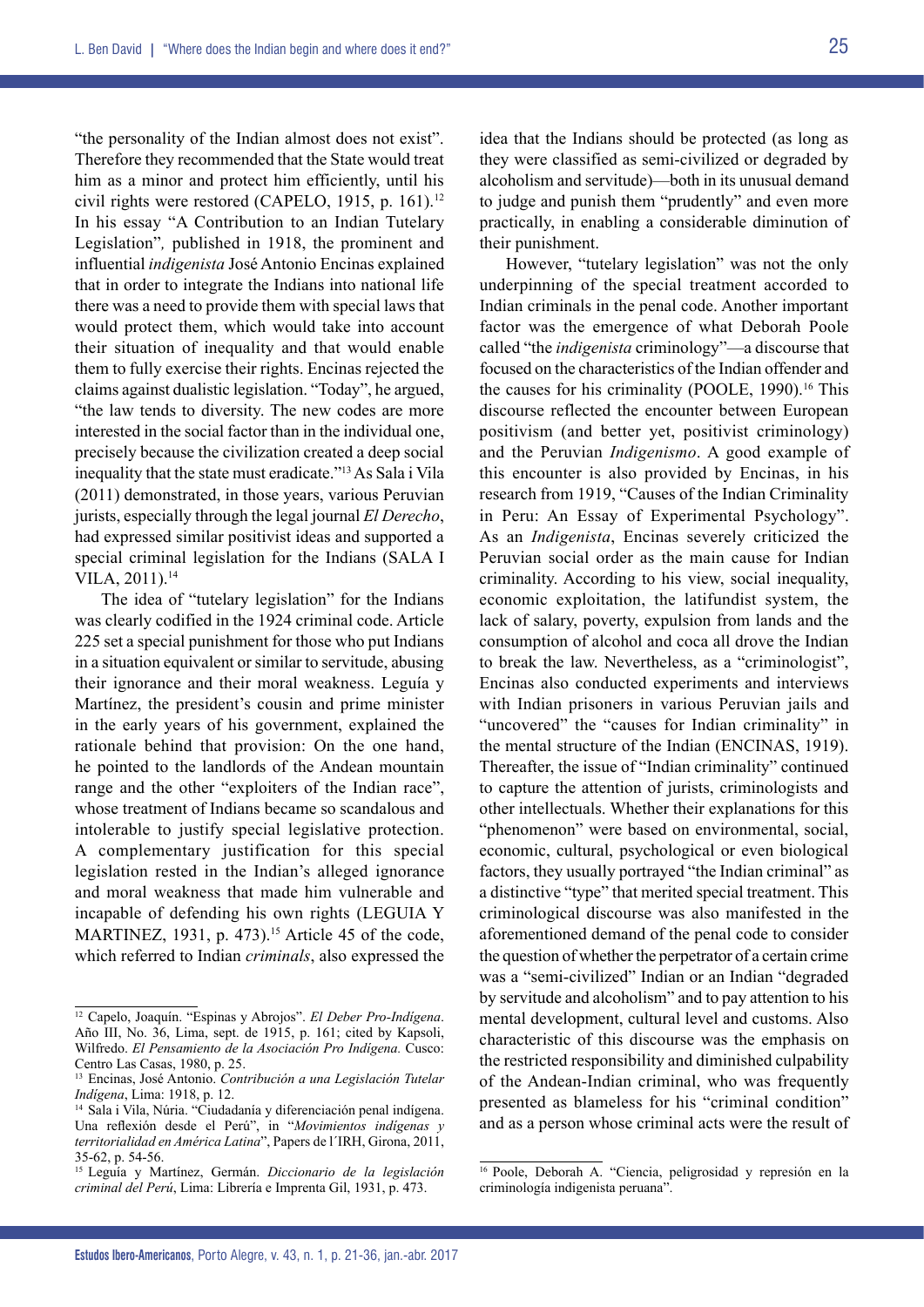"the personality of the Indian almost does not exist". Therefore they recommended that the State would treat him as a minor and protect him efficiently, until his civil rights were restored (CAPELO, 1915, p. 161).[12] In his essay "A Contribution to an Indian Tutelary Legislation", published in 1918, the prominent and influential *indigenista* José Antonio Encinas explained that in order to integrate the Indians into national life there was a need to provide them with special laws that would protect them, which would take into account their situation of inequality and that would enable them to fully exercise their rights. Encinas rejected the claims against dualistic legislation. "Today", he argued, "the law tends to diversity. The new codes are more interested in the social factor than in the individual one, precisely because the civilization created a deep social inequality that the state must eradicate."[13] As Sala i Vila (2011) demonstrated, in those years, various Peruvian jurists, especially through the legal journal *El Derecho*, had expressed similar positivist ideas and supported a special criminal legislation for the Indians (SALA I VILA, 2011).[14]

The idea of "tutelary legislation" for the Indians was clearly codified in the 1924 criminal code. Article 225 set a special punishment for those who put Indians in a situation equivalent or similar to servitude, abusing their ignorance and their moral weakness. Leguía y Martínez, the president's cousin and prime minister in the early years of his government, explained the rationale behind that provision: On the one hand, he pointed to the landlords of the Andean mountain range and the other "exploiters of the Indian race", whose treatment of Indians became so scandalous and intolerable to justify special legislative protection. A complementary justification for this special legislation rested in the Indian's alleged ignorance and moral weakness that made him vulnerable and incapable of defending his own rights (LEGUIA Y MARTINEZ, 1931, p. 473).[15] Article 45 of the code, which referred to Indian *criminals*, also expressed the idea that the Indians should be protected (as long as they were classified as semi-civilized or degraded by alcoholism and servitude)—both in its unusual demand to judge and punish them "prudently" and even more practically, in enabling a considerable diminution of their punishment.

However, "tutelary legislation" was not the only underpinning of the special treatment accorded to Indian criminals in the penal code. Another important factor was the emergence of what Deborah Poole called "the *indigenista* criminology"—a discourse that focused on the characteristics of the Indian offender and the causes for his criminality (POOLE, 1990).[16] This discourse reflected the encounter between European positivism (and better yet, positivist criminology) and the Peruvian *Indigenismo*. A good example of this encounter is also provided by Encinas, in his research from 1919, "Causes of the Indian Criminality in Peru: An Essay of Experimental Psychology". As an *Indigenista*, Encinas severely criticized the Peruvian social order as the main cause for Indian criminality. According to his view, social inequality, economic exploitation, the latifundist system, the lack of salary, poverty, expulsion from lands and the consumption of alcohol and coca all drove the Indian to break the law. Nevertheless, as a "criminologist", Encinas also conducted experiments and interviews with Indian prisoners in various Peruvian jails and "uncovered" the "causes for Indian criminality" in the mental structure of the Indian (ENCINAS, 1919). Thereafter, the issue of "Indian criminality" continued to capture the attention of jurists, criminologists and other intellectuals. Whether their explanations for this "phenomenon" were based on environmental, social, economic, cultural, psychological or even biological factors, they usually portrayed "the Indian criminal" as a distinctive "type" that merited special treatment. This criminological discourse was also manifested in the aforementioned demand of the penal code to consider the question of whether the perpetrator of a certain crime was a "semi-civilized" Indian or an Indian "degraded by servitude and alcoholism" and to pay attention to his mental development, cultural level and customs. Also characteristic of this discourse was the emphasis on the restricted responsibility and diminished culpability of the Andean-Indian criminal, who was frequently presented as blameless for his "criminal condition" and as a person whose criminal acts were the result of

---

[12] Capelo, Joaquín. "Espinas y Abrojos". *El Deber Pro-Indígena*. Año III, No. 36, Lima, sept. de 1915, p. 161; cited by Kapsoli, Wilfredo. *El Pensamiento de la Asociación Pro Indígena.* Cusco: Centro Las Casas, 1980, p. 25.

[13] Encinas, José Antonio. *Contribución a una Legislación Tutelar Indígena*, Lima: 1918, p. 12.

[14] Sala i Vila, Núria. "Ciudadanía y diferenciación penal indígena. Una reflexión desde el Perú", in "*Movimientos indígenas y territorialidad en América Latina*", Papers de l´IRH, Girona, 2011, 35-62, p. 54-56.

[15] Leguía y Martínez, Germán. *Diccionario de la legislación criminal del Perú*, Lima: Librería e Imprenta Gil, 1931, p. 473.

[16] Poole, Deborah A. "Ciencia, peligrosidad y represión en la criminología indigenista peruana".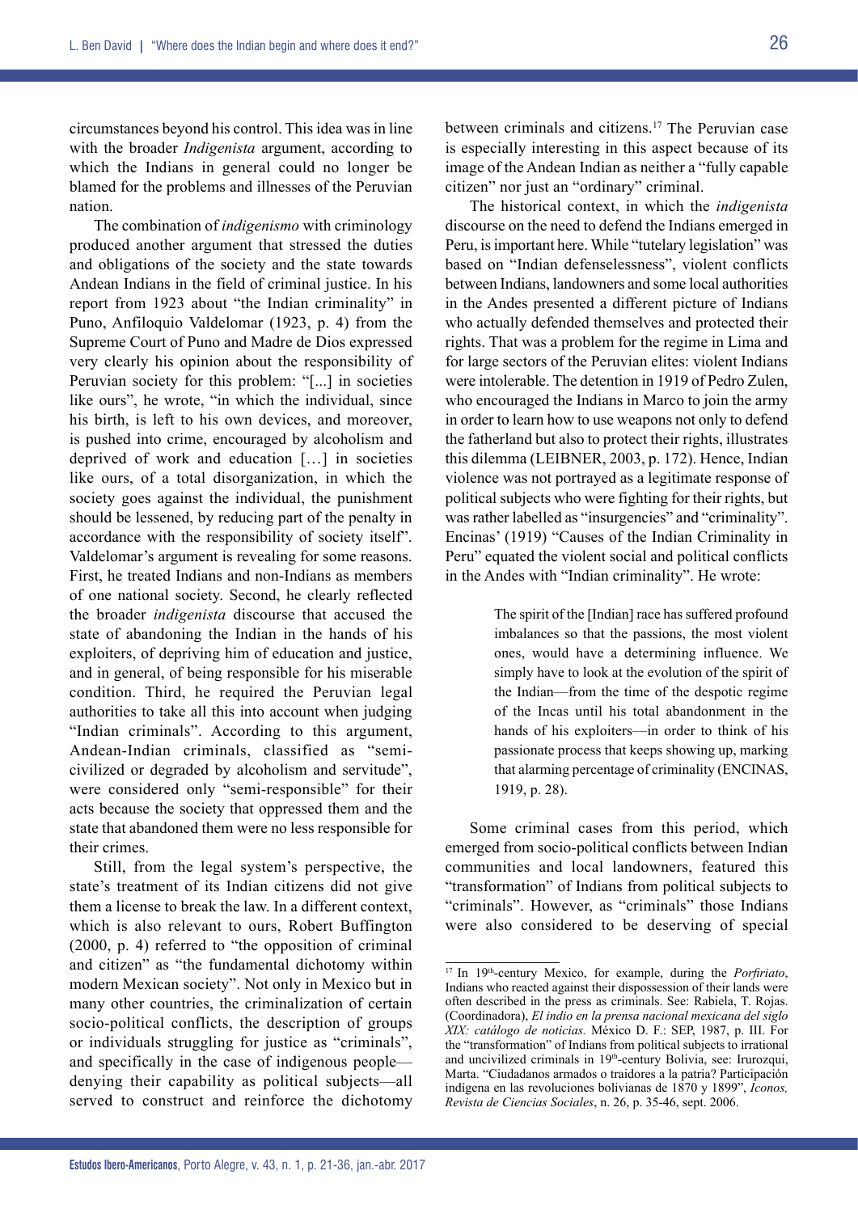circumstances beyond his control. This idea was in line with the broader *Indigenista* argument, according to which the Indians in general could no longer be blamed for the problems and illnesses of the Peruvian nation.

The combination of *indigenismo* with criminology produced another argument that stressed the duties and obligations of the society and the state towards Andean Indians in the field of criminal justice. In his report from 1923 about "the Indian criminality" in Puno, Anfiloquio Valdelomar (1923, p. 4) from the Supreme Court of Puno and Madre de Dios expressed very clearly his opinion about the responsibility of Peruvian society for this problem: "[...] in societies like ours", he wrote, "in which the individual, since his birth, is left to his own devices, and moreover, is pushed into crime, encouraged by alcoholism and deprived of work and education […] in societies like ours, of a total disorganization, in which the society goes against the individual, the punishment should be lessened, by reducing part of the penalty in accordance with the responsibility of society itself". Valdelomar's argument is revealing for some reasons. First, he treated Indians and non-Indians as members of one national society. Second, he clearly reflected the broader *indigenista* discourse that accused the state of abandoning the Indian in the hands of his exploiters, of depriving him of education and justice, and in general, of being responsible for his miserable condition. Third, he required the Peruvian legal authorities to take all this into account when judging "Indian criminals". According to this argument, Andean-Indian criminals, classified as "semi-civilized or degraded by alcoholism and servitude", were considered only "semi-responsible" for their acts because the society that oppressed them and the state that abandoned them were no less responsible for their crimes.

Still, from the legal system's perspective, the state's treatment of its Indian citizens did not give them a license to break the law. In a different context, which is also relevant to ours, Robert Buffington (2000, p. 4) referred to "the opposition of criminal and citizen" as "the fundamental dichotomy within modern Mexican society". Not only in Mexico but in many other countries, the criminalization of certain socio-political conflicts, the description of groups or individuals struggling for justice as "criminals", and specifically in the case of indigenous people—denying their capability as political subjects—all served to construct and reinforce the dichotomy between criminals and citizens.[17] The Peruvian case is especially interesting in this aspect because of its image of the Andean Indian as neither a "fully capable citizen" nor just an "ordinary" criminal.

The historical context, in which the *indigenista* discourse on the need to defend the Indians emerged in Peru, is important here. While "tutelary legislation" was based on "Indian defenselessness", violent conflicts between Indians, landowners and some local authorities in the Andes presented a different picture of Indians who actually defended themselves and protected their rights. That was a problem for the regime in Lima and for large sectors of the Peruvian elites: violent Indians were intolerable. The detention in 1919 of Pedro Zulen, who encouraged the Indians in Marco to join the army in order to learn how to use weapons not only to defend the fatherland but also to protect their rights, illustrates this dilemma (LEIBNER, 2003, p. 172). Hence, Indian violence was not portrayed as a legitimate response of political subjects who were fighting for their rights, but was rather labelled as "insurgencies" and "criminality". Encinas' (1919) "Causes of the Indian Criminality in Peru" equated the violent social and political conflicts in the Andes with "Indian criminality". He wrote:

> The spirit of the [Indian] race has suffered profound imbalances so that the passions, the most violent ones, would have a determining influence. We simply have to look at the evolution of the spirit of the Indian—from the time of the despotic regime of the Incas until his total abandonment in the hands of his exploiters—in order to think of his passionate process that keeps showing up, marking that alarming percentage of criminality (ENCINAS, 1919, p. 28).

Some criminal cases from this period, which emerged from socio-political conflicts between Indian communities and local landowners, featured this "transformation" of Indians from political subjects to "criminals". However, as "criminals" those Indians were also considered to be deserving of special

---

[17] In 19th-century Mexico, for example, during the *Porfiriato*, Indians who reacted against their dispossession of their lands were often described in the press as criminals. See: Rabiela, T. Rojas. (Coordinadora), *El indio en la prensa nacional mexicana del siglo XIX: catálogo de noticias.* México D. F.: SEP, 1987, p. III. For the "transformation" of Indians from political subjects to irrational and uncivilized criminals in 19th-century Bolivia, see: Irurozqui, Marta. "Ciudadanos armados o traidores a la patria? Participación indígena en las revoluciones bolivianas de 1870 y 1899", *Iconos, Revista de Ciencias Sociales*, n. 26, p. 35-46, sept. 2006.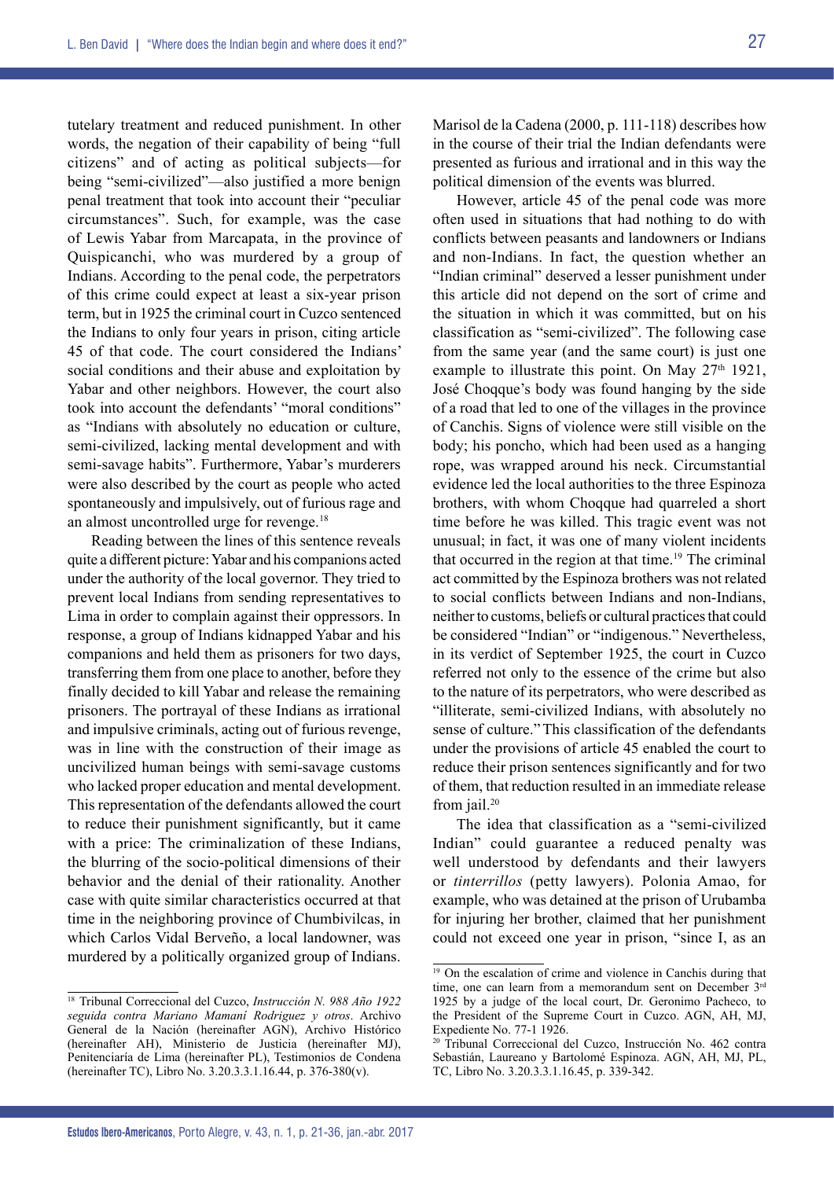tutelary treatment and reduced punishment. In other words, the negation of their capability of being "full citizens" and of acting as political subjects—for being "semi-civilized"—also justified a more benign penal treatment that took into account their "peculiar circumstances". Such, for example, was the case of Lewis Yabar from Marcapata, in the province of Quispicanchi, who was murdered by a group of Indians. According to the penal code, the perpetrators of this crime could expect at least a six-year prison term, but in 1925 the criminal court in Cuzco sentenced the Indians to only four years in prison, citing article 45 of that code. The court considered the Indians' social conditions and their abuse and exploitation by Yabar and other neighbors. However, the court also took into account the defendants' "moral conditions" as "Indians with absolutely no education or culture, semi-civilized, lacking mental development and with semi-savage habits". Furthermore, Yabar's murderers were also described by the court as people who acted spontaneously and impulsively, out of furious rage and an almost uncontrolled urge for revenge.[18]

Reading between the lines of this sentence reveals quite a different picture: Yabar and his companions acted under the authority of the local governor. They tried to prevent local Indians from sending representatives to Lima in order to complain against their oppressors. In response, a group of Indians kidnapped Yabar and his companions and held them as prisoners for two days, transferring them from one place to another, before they finally decided to kill Yabar and release the remaining prisoners. The portrayal of these Indians as irrational and impulsive criminals, acting out of furious revenge, was in line with the construction of their image as uncivilized human beings with semi-savage customs who lacked proper education and mental development. This representation of the defendants allowed the court to reduce their punishment significantly, but it came with a price: The criminalization of these Indians, the blurring of the socio-political dimensions of their behavior and the denial of their rationality. Another case with quite similar characteristics occurred at that time in the neighboring province of Chumbivilcas, in which Carlos Vidal Berveño, a local landowner, was murdered by a politically organized group of Indians. Marisol de la Cadena (2000, p. 111-118) describes how in the course of their trial the Indian defendants were presented as furious and irrational and in this way the political dimension of the events was blurred.

However, article 45 of the penal code was more often used in situations that had nothing to do with conflicts between peasants and landowners or Indians and non-Indians. In fact, the question whether an "Indian criminal" deserved a lesser punishment under this article did not depend on the sort of crime and the situation in which it was committed, but on his classification as "semi-civilized". The following case from the same year (and the same court) is just one example to illustrate this point. On May 27th 1921, José Choqque's body was found hanging by the side of a road that led to one of the villages in the province of Canchis. Signs of violence were still visible on the body; his poncho, which had been used as a hanging rope, was wrapped around his neck. Circumstantial evidence led the local authorities to the three Espinoza brothers, with whom Choqque had quareled a short time before he was killed. This tragic event was not unusual; in fact, it was one of many violent incidents that occurred in the region at that time.[19] The criminal act committed by the Espinoza brothers was not related to social conflicts between Indians and non-Indians, neither to customs, beliefs or cultural practices that could be considered "Indian" or "indigenous." Nevertheless, in its verdict of September 1925, the court in Cuzco referred not only to the essence of the crime but also to the nature of its perpetrators, who were described as "illiterate, semi-civilized Indians, with absolutely no sense of culture." This classification of the defendants under the provisions of article 45 enabled the court to reduce their prison sentences significantly and for two of them, that reduction resulted in an immediate release from jail.[20]

The idea that classification as a "semi-civilized Indian" could guarantee a reduced penalty was well understood by defendants and their lawyers or *tinterrillos* (petty lawyers). Polonia Amao, for example, who was detained at the prison of Urubamba for injuring her brother, claimed that her punishment could not exceed one year in prison, "since I, as an

---

[18] Tribunal Correccional del Cuzco, *Instrucción N. 988 Año 1922 seguida contra Mariano Mamaní Rodriguez y otros*. Archivo General de la Nación (hereinafter AGN), Archivo Histórico (hereinafter AH), Ministerio de Justicia (hereinafter MJ), Penitenciaría de Lima (hereinafter PL), Testimonios de Condena (hereinafter TC), Libro No. 3.20.3.3.1.16.44, p. 376-380(v).

[19] On the escalation of crime and violence in Canchis during that time, one can learn from a memorandum sent on December 3rd 1925 by a judge of the local court, Dr. Geronimo Pacheco, to the President of the Supreme Court in Cuzco. AGN, AH, MJ, Expediente No. 77-1 1926.

[20] Tribunal Correccional del Cuzco, Instrucción No. 462 contra Sebastián, Laureano y Bartolomé Espinoza. AGN, AH, MJ, PL, TC, Libro No. 3.20.3.3.1.16.45, p. 339-342.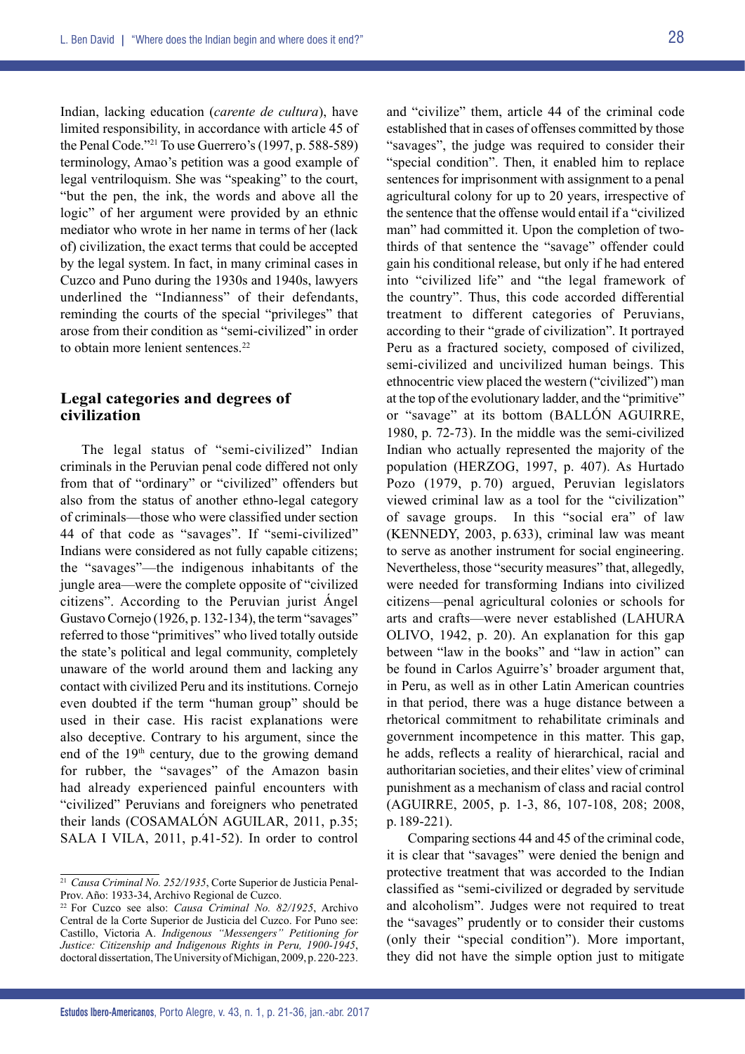Indian, lacking education (*carente de cultura*), have limited responsibility, in accordance with article 45 of the Penal Code."[21] To use Guerrero's (1997, p. 588-589) terminology, Amao's petition was a good example of legal ventriloquism. She was "speaking" to the court, "but the pen, the ink, the words and above all the logic" of her argument were provided by an ethnic mediator who wrote in her name in terms of her (lack of) civilization, the exact terms that could be accepted by the legal system. In fact, in many criminal cases in Cuzco and Puno during the 1930s and 1940s, lawyers underlined the "Indianness" of their defendants, reminding the courts of the special "privileges" that arose from their condition as "semi-civilized" in order to obtain more lenient sentences.[22]

## Legal categories and degrees of civilization

The legal status of "semi-civilized" Indian criminals in the Peruvian penal code differed not only from that of "ordinary" or "civilized" offenders but also from the status of another ethno-legal category of criminals—those who were classified under section 44 of that code as "savages". If "semi-civilized" Indians were considered as not fully capable citizens; the "savages"—the indigenous inhabitants of the jungle area—were the complete opposite of "civilized citizens". According to the Peruvian jurist Ángel Gustavo Cornejo (1926, p. 132-134), the term "savages" referred to those "primitives" who lived totally outside the state's political and legal community, completely unaware of the world around them and lacking any contact with civilized Peru and its institutions. Cornejo even doubted if the term "human group" should be used in their case. His racist explanations were also deceptive. Contrary to his argument, since the end of the 19th century, due to the growing demand for rubber, the "savages" of the Amazon basin had already experienced painful encounters with "civilized" Peruvians and foreigners who penetrated their lands (COSAMALÓN AGUILAR, 2011, p.35; SALA I VILA, 2011, p.41-52). In order to control and "civilize" them, article 44 of the criminal code established that in cases of offenses committed by those "savages", the judge was required to consider their "special condition". Then, it enabled him to replace sentences for imprisonment with assignment to a penal agricultural colony for up to 20 years, irrespective of the sentence that the offense would entail if a "civilized man" had committed it. Upon the completion of two-thirds of that sentence the "savage" offender could gain his conditional release, but only if he had entered into "civilized life" and "the legal framework of the country". Thus, this code accorded differential treatment to different categories of Peruvians, according to their "grade of civilization". It portrayed Peru as a fractured society, composed of civilized, semi-civilized and uncivilized human beings. This ethnocentric view placed the western ("civilized") man at the top of the evolutionary ladder, and the "primitive" or "savage" at its bottom (BALLÓN AGUIRRE, 1980, p. 72-73). In the middle was the semi-civilized Indian who actually represented the majority of the population (HERZOG, 1997, p. 407). As Hurtado Pozo (1979, p. 70) argued, Peruvian legislators viewed criminal law as a tool for the "civilization" of savage groups. In this "social era" of law (KENNEDY, 2003, p. 633), criminal law was meant to serve as another instrument for social engineering. Nevertheless, those "security measures" that, allegedly, were needed for transforming Indians into civilized citizens—penal agricultural colonies or schools for arts and crafts—were never established (LAHURA OLIVO, 1942, p. 20). An explanation for this gap between "law in the books" and "law in action" can be found in Carlos Aguirre's' broader argument that, in Peru, as well as in other Latin American countries in that period, there was a huge distance between a rhetorical commitment to rehabilitate criminals and government incompetence in this matter. This gap, he adds, reflects a reality of hierarchical, racial and authoritarian societies, and their elites' view of criminal punishment as a mechanism of class and racial control (AGUIRRE, 2005, p. 1-3, 86, 107-108, 208; 2008, p. 189-221).

Comparing sections 44 and 45 of the criminal code, it is clear that "savages" were denied the benign and protective treatment that was accorded to the Indian classified as "semi-civilized or degraded by servitude and alcoholism". Judges were not required to treat the "savages" prudently or to consider their customs (only their "special condition"). More important, they did not have the simple option just to mitigate

---

[21] *Causa Criminal No. 252/1935*, Corte Superior de Justicia Penal-Prov. Año: 1933-34, Archivo Regional de Cuzco.

[22] For Cuzco see also: *Causa Criminal No. 82/1925*, Archivo Central de la Corte Superior de Justicia del Cuzco. For Puno see: Castillo, Victoria A. *Indigenous "Messengers" Petitioning for Justice: Citizenship and Indigenous Rights in Peru, 1900-1945*, doctoral dissertation, The University of Michigan, 2009, p. 220-223.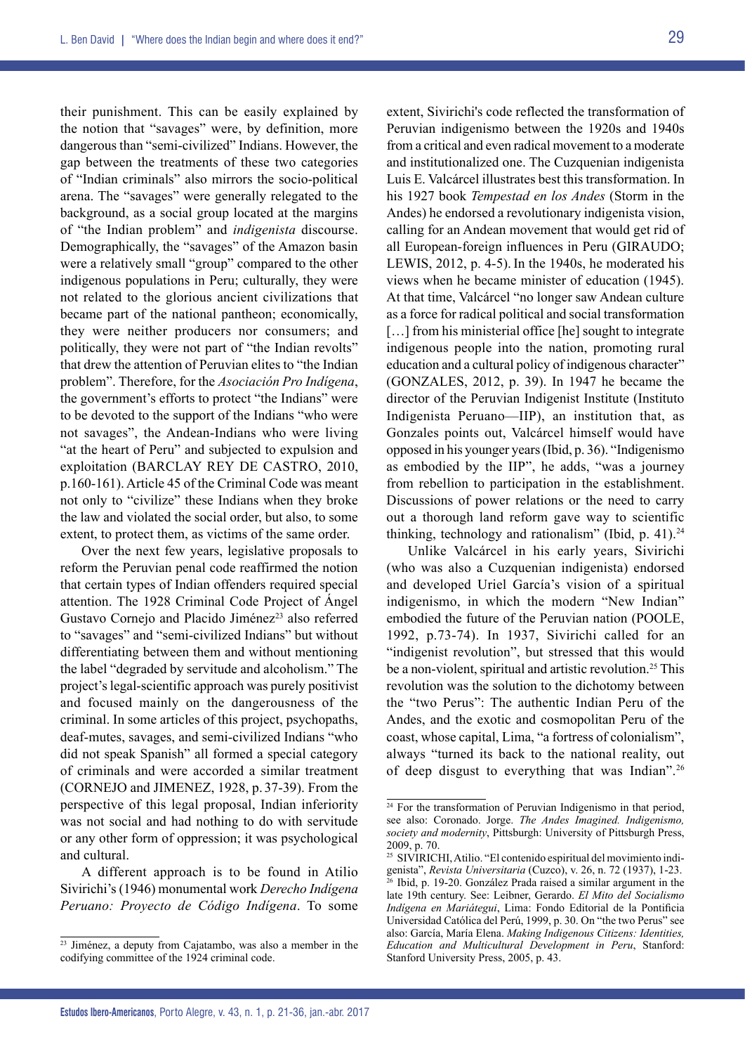their punishment. This can be easily explained by the notion that "savages" were, by definition, more dangerous than "semi-civilized" Indians. However, the gap between the treatments of these two categories of "Indian criminals" also mirrors the socio-political arena. The "savages" were generally relegated to the background, as a social group located at the margins of "the Indian problem" and *indigenista* discourse. Demographically, the "savages" of the Amazon basin were a relatively small "group" compared to the other indigenous populations in Peru; culturally, they were not related to the glorious ancient civilizations that became part of the national pantheon; economically, they were neither producers nor consumers; and politically, they were not part of "the Indian revolts" that drew the attention of Peruvian elites to "the Indian problem". Therefore, for the *Asociación Pro Indígena*, the government's efforts to protect "the Indians" were to be devoted to the support of the Indians "who were not savages", the Andean-Indians who were living "at the heart of Peru" and subjected to expulsion and exploitation (BARCLAY REY DE CASTRO, 2010, p.160-161). Article 45 of the Criminal Code was meant not only to "civilize" these Indians when they broke the law and violated the social order, but also, to some extent, to protect them, as victims of the same order.

Over the next few years, legislative proposals to reform the Peruvian penal code reaffirmed the notion that certain types of Indian offenders required special attention. The 1928 Criminal Code Project of Ángel Gustavo Cornejo and Placido Jiménez[23] also referred to "savages" and "semi-civilized Indians" but without differentiating between them and without mentioning the label "degraded by servitude and alcoholism." The project's legal-scientific approach was purely positivist and focused mainly on the dangerousness of the criminal. In some articles of this project, psychopaths, deaf-mutes, savages, and semi-civilized Indians "who did not speak Spanish" all formed a special category of criminals and were accorded a similar treatment (CORNEJO and JIMENEZ, 1928, p. 37-39). From the perspective of this legal proposal, Indian inferiority was not social and had nothing to do with servitude or any other form of oppression; it was psychological and cultural.

A different approach is to be found in Atilio Sivirichi's (1946) monumental work *Derecho Indígena Peruano: Proyecto de Código Indígena*. To some extent, Sivirichi's code reflected the transformation of Peruvian indigenismo between the 1920s and 1940s from a critical and even radical movement to a moderate and institutionalized one. The Cuzquenian indigenista Luis E. Valcárcel illustrates best this transformation. In his 1927 book *Tempestad en los Andes* (Storm in the Andes) he endorsed a revolutionary indigenista vision, calling for an Andean movement that would get rid of all European-foreign influences in Peru (GIRAUDO; LEWIS, 2012, p. 4-5). In the 1940s, he moderated his views when he became minister of education (1945). At that time, Valcárcel "no longer saw Andean culture as a force for radical political and social transformation […] from his ministerial office [he] sought to integrate indigenous people into the nation, promoting rural education and a cultural policy of indigenous character" (GONZALES, 2012, p. 39). In 1947 he became the director of the Peruvian Indigenist Institute (Instituto Indigenista Peruano—IIP), an institution that, as Gonzales points out, Valcárcel himself would have opposed in his younger years (Ibid, p. 36). "Indigenismo as embodied by the IIP", he adds, "was a journey from rebellion to participation in the establishment. Discussions of power relations or the need to carry out a thorough land reform gave way to scientific thinking, technology and rationalism" (Ibid, p. 41).[24]

Unlike Valcárcel in his early years, Sivirichi (who was also a Cuzquenian indigenista) endorsed and developed Uriel García's vision of a spiritual indigenismo, in which the modern "New Indian" embodied the future of the Peruvian nation (POOLE, 1992, p.73-74). In 1937, Sivirichi called for an "indigenist revolution", but stressed that this would be a non-violent, spiritual and artistic revolution.[25] This revolution was the solution to the dichotomy between the "two Perus": The authentic Indian Peru of the Andes, and the exotic and cosmopolitan Peru of the coast, whose capital, Lima, "a fortress of colonialism", always "turned its back to the national reality, out of deep disgust to everything that was Indian".[26]

---

[23] Jiménez, a deputy from Cajatambo, was also a member in the codifying committee of the 1924 criminal code.

[24] For the transformation of Peruvian Indigenismo in that period, see also: Coronado. Jorge. *The Andes Imagined. Indigenismo, society and modernity*, Pittsburgh: University of Pittsburgh Press, 2009, p. 70.

[25] SIVIRICHI, Atilio. "El contenido espiritual del movimiento indigenista", *Revista Universitaria* (Cuzco), v. 26, n. 72 (1937), 1-23.

[26] Ibid, p. 19-20. González Prada raised a similar argument in the late 19th century. See: Leibner, Gerardo. *El Mito del Socialismo Indígena en Mariátegui*, Lima: Fondo Editorial de la Pontificia Universidad Católica del Perú, 1999, p. 30. On "the two Perus" see also: García, María Elena. *Making Indigenous Citizens: Identities, Education and Multicultural Development in Peru*, Stanford: Stanford University Press, 2005, p. 43.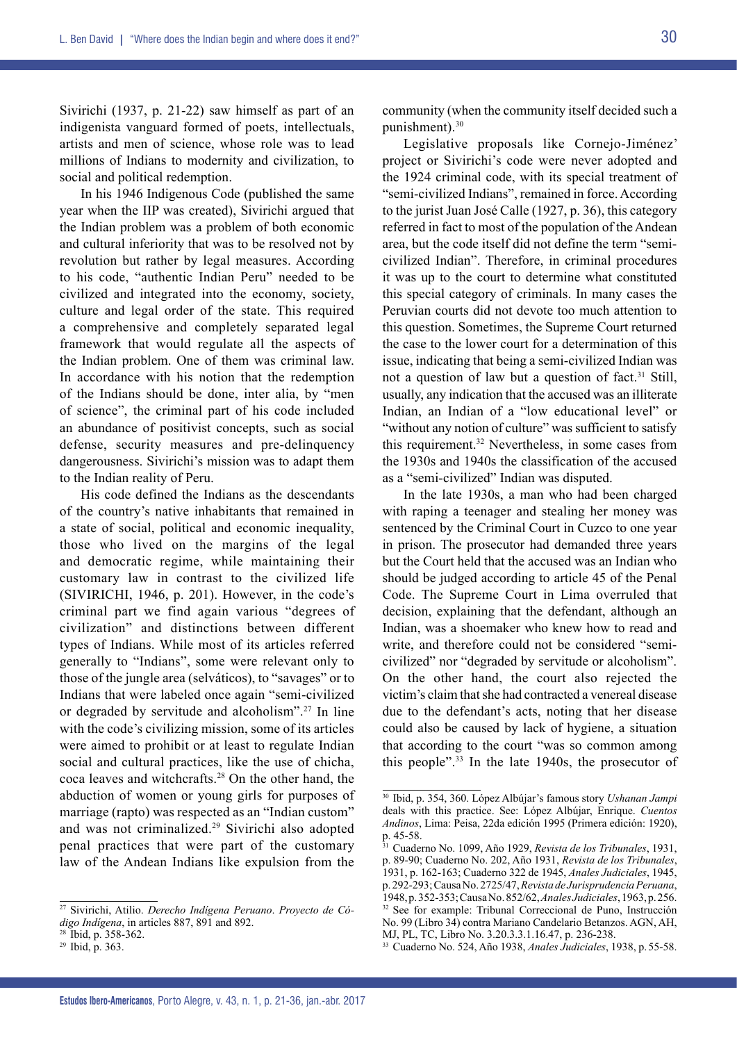Sivirichi (1937, p. 21-22) saw himself as part of an indigenista vanguard formed of poets, intellectuals, artists and men of science, whose role was to lead millions of Indians to modernity and civilization, to social and political redemption.

In his 1946 Indigenous Code (published the same year when the IIP was created), Sivirichi argued that the Indian problem was a problem of both economic and cultural inferiority that was to be resolved not by revolution but rather by legal measures. According to his code, "authentic Indian Peru" needed to be civilized and integrated into the economy, society, culture and legal order of the state. This required a comprehensive and completely separated legal framework that would regulate all the aspects of the Indian problem. One of them was criminal law. In accordance with his notion that the redemption of the Indians should be done, inter alia, by "men of science", the criminal part of his code included an abundance of positivist concepts, such as social defense, security measures and pre-delinquency dangerousness. Sivirichi's mission was to adapt them to the Indian reality of Peru.

His code defined the Indians as the descendants of the country's native inhabitants that remained in a state of social, political and economic inequality, those who lived on the margins of the legal and democratic regime, while maintaining their customary law in contrast to the civilized life (SIVIRICHI, 1946, p. 201). However, in the code's criminal part we find again various "degrees of civilization" and distinctions between different types of Indians. While most of its articles referred generally to "Indians", some were relevant only to those of the jungle area (selváticos), to "savages" or to Indians that were labeled once again "semi-civilized or degraded by servitude and alcoholism".[27] In line with the code's civilizing mission, some of its articles were aimed to prohibit or at least to regulate Indian social and cultural practices, like the use of chicha, coca leaves and witchcrafts.[28] On the other hand, the abduction of women or young girls for purposes of marriage (rapto) was respected as an "Indian custom" and was not criminalized.[29] Sivirichi also adopted penal practices that were part of the customary law of the Andean Indians like expulsion from the community (when the community itself decided such a punishment).[30]

Legislative proposals like Cornejo-Jiménez' project or Sivirichi's code were never adopted and the 1924 criminal code, with its special treatment of "semi-civilized Indians", remained in force. According to the jurist Juan José Calle (1927, p. 36), this category referred in fact to most of the population of the Andean area, but the code itself did not define the term "semi-civilized Indian". Therefore, in criminal procedures it was up to the court to determine what constituted this special category of criminals. In many cases the Peruvian courts did not devote too much attention to this question. Sometimes, the Supreme Court returned the case to the lower court for a determination of this issue, indicating that being a semi-civilized Indian was not a question of law but a question of fact.[31] Still, usually, any indication that the accused was an illiterate Indian, an Indian of a "low educational level" or "without any notion of culture" was sufficient to satisfy this requirement.[32] Nevertheless, in some cases from the 1930s and 1940s the classification of the accused as a "semi-civilized" Indian was disputed.

In the late 1930s, a man who had been charged with raping a teenager and stealing her money was sentenced by the Criminal Court in Cuzco to one year in prison. The prosecutor had demanded three years but the Court held that the accused was an Indian who should be judged according to article 45 of the Penal Code. The Supreme Court in Lima overruled that decision, explaining that the defendant, although an Indian, was a shoemaker who knew how to read and write, and therefore could not be considered "semi-civilized" nor "degraded by servitude or alcoholism". On the other hand, the court also rejected the victim's claim that she had contracted a venereal disease due to the defendant's acts, noting that her disease could also be caused by lack of hygiene, a situation that according to the court "was so common among this people".[33] In the late 1940s, the prosecutor of

---

[27] Sivirichi, Atilio. *Derecho Indígena Peruano*. *Proyecto de Código Indígena*, in articles 887, 891 and 892.

[28] Ibid, p. 358-362.

[29] Ibid, p. 363.

[30] Ibid, p. 354, 360. López Albújar's famous story *Ushanan Jampi* deals with this practice. See: López Albújar, Enrique. *Cuentos Andinos*, Lima: Peisa, 22da edición 1995 (Primera edición: 1920), p. 45-58.

[31] Cuaderno No. 1099, Año 1929, *Revista de los Tribunales*, 1931, p. 89-90; Cuaderno No. 202, Año 1931, *Revista de los Tribunales*, 1931, p. 162-163; Cuaderno 322 de 1945, *Anales Judiciales*, 1945, p. 292-293; Causa No. 2725/47, *Revista de Jurisprudencia Peruana*, 1948, p. 352-353; Causa No. 852/62, *Anales Judiciales*, 1963, p. 256.

[32] See for example: Tribunal Correccional de Puno, Instrucción No. 99 (Libro 34) contra Mariano Candelario Betanzos. AGN, AH, MJ, PL, TC, Libro No. 3.20.3.3.1.16.47, p. 236-238.

[33] Cuaderno No. 524, Año 1938, *Anales Judiciales*, 1938, p. 55-58.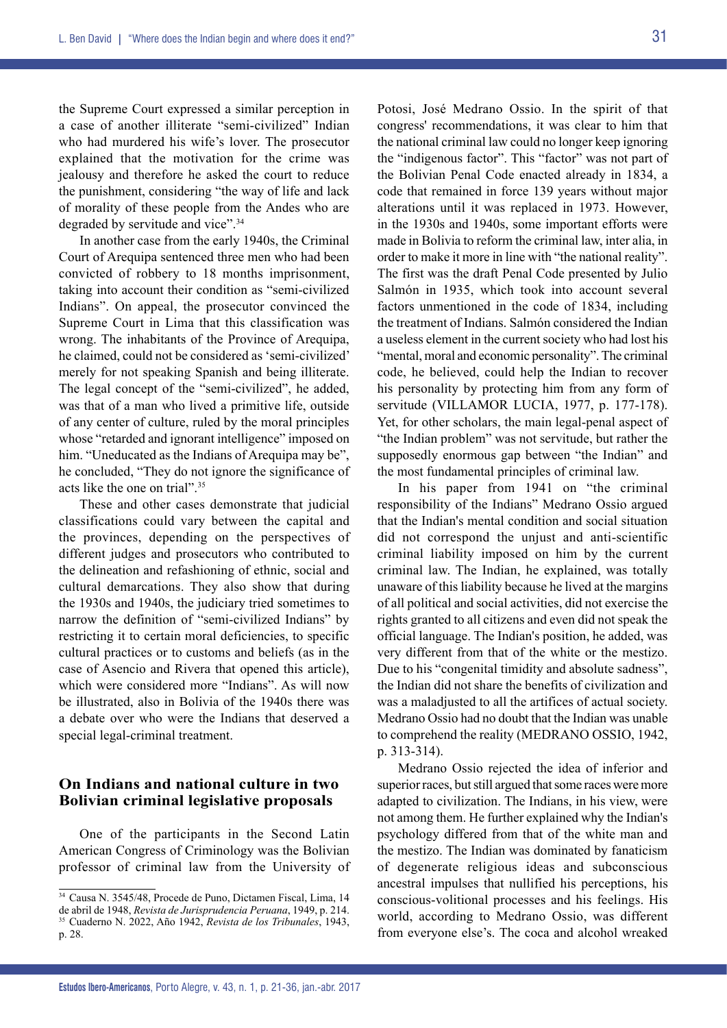the Supreme Court expressed a similar perception in a case of another illiterate "semi-civilized" Indian who had murdered his wife's lover. The prosecutor explained that the motivation for the crime was jealousy and therefore he asked the court to reduce the punishment, considering "the way of life and lack of morality of these people from the Andes who are degraded by servitude and vice".[34]

In another case from the early 1940s, the Criminal Court of Arequipa sentenced three men who had been convicted of robbery to 18 months imprisonment, taking into account their condition as "semi-civilized Indians". On appeal, the prosecutor convinced the Supreme Court in Lima that this classification was wrong. The inhabitants of the Province of Arequipa, he claimed, could not be considered as 'semi-civilized' merely for not speaking Spanish and being illiterate. The legal concept of the "semi-civilized", he added, was that of a man who lived a primitive life, outside of any center of culture, ruled by the moral principles whose "retarded and ignorant intelligence" imposed on him. "Uneducated as the Indians of Arequipa may be", he concluded, "They do not ignore the significance of acts like the one on trial".[35]

These and other cases demonstrate that judicial classifications could vary between the capital and the provinces, depending on the perspectives of different judges and prosecutors who contributed to the delineation and refashioning of ethnic, social and cultural demarcations. They also show that during the 1930s and 1940s, the judiciary tried sometimes to narrow the definition of "semi-civilized Indians" by restricting it to certain moral deficiencies, to specific cultural practices or to customs and beliefs (as in the case of Asencio and Rivera that opened this article), which were considered more "Indians". As will now be illustrated, also in Bolivia of the 1940s there was a debate over who were the Indians that deserved a special legal-criminal treatment.

## On Indians and national culture in two Bolivian criminal legislative proposals

One of the participants in the Second Latin American Congress of Criminology was the Bolivian professor of criminal law from the University of Potosi, José Medrano Ossio. In the spirit of that congress' recommendations, it was clear to him that the national criminal law could no longer keep ignoring the "indigenous factor". This "factor" was not part of the Bolivian Penal Code enacted already in 1834, a code that remained in force 139 years without major alterations until it was replaced in 1973. However, in the 1930s and 1940s, some important efforts were made in Bolivia to reform the criminal law, inter alia, in order to make it more in line with "the national reality". The first was the draft Penal Code presented by Julio Salmón in 1935, which took into account several factors unmentioned in the code of 1834, including the treatment of Indians. Salmón considered the Indian a useless element in the current society who had lost his "mental, moral and economic personality". The criminal code, he believed, could help the Indian to recover his personality by protecting him from any form of servitude (VILLAMOR LUCIA, 1977, p. 177-178). Yet, for other scholars, the main legal-penal aspect of "the Indian problem" was not servitude, but rather the supposedly enormous gap between "the Indian" and the most fundamental principles of criminal law.

In his paper from 1941 on "the criminal responsibility of the Indians" Medrano Ossio argued that the Indian's mental condition and social situation did not correspond the unjust and anti-scientific criminal liability imposed on him by the current criminal law. The Indian, he explained, was totally unaware of this liability because he lived at the margins of all political and social activities, did not exercise the rights granted to all citizens and even did not speak the official language. The Indian's position, he added, was very different from that of the white or the mestizo. Due to his "congenital timidity and absolute sadness", the Indian did not share the benefits of civilization and was a maladjusted to all the artifices of actual society. Medrano Ossio had no doubt that the Indian was unable to comprehend the reality (MEDRANO OSSIO, 1942, p. 313-314).

Medrano Ossio rejected the idea of inferior and superior races, but still argued that some races were more adapted to civilization. The Indians, in his view, were not among them. He further explained why the Indian's psychology differed from that of the white man and the mestizo. The Indian was dominated by fanaticism of degenerate religious ideas and subconscious ancestral impulses that nullified his perceptions, his conscious-volitional processes and his feelings. His world, according to Medrano Ossio, was different from everyone else's. The coca and alcohol wreaked

---

[34] Causa N. 3545/48, Procede de Puno, Dictamen Fiscal, Lima, 14 de abril de 1948, *Revista de Jurisprudencia Peruana*, 1949, p. 214.

[35] Cuaderno N. 2022, Año 1942, *Revista de los Tribunales*, 1943, p. 28.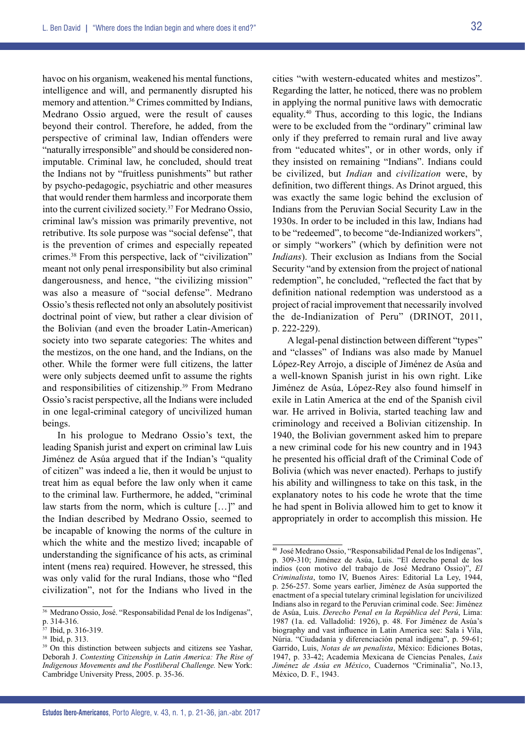havoc on his organism, weakened his mental functions, intelligence and will, and permanently disrupted his memory and attention.[36] Crimes committed by Indians, Medrano Ossio argued, were the result of causes beyond their control. Therefore, he added, from the perspective of criminal law, Indian offenders were "naturally irresponsible" and should be considered non-imputable. Criminal law, he concluded, should treat the Indians not by "fruitless punishments" but rather by psycho-pedagogic, psychiatric and other measures that would render them harmless and incorporate them into the current civilized society.[37] For Medrano Ossio, criminal law's mission was primarily preventive, not retributive. Its sole purpose was "social defense", that is the prevention of crimes and especially repeated crimes.[38] From this perspective, lack of "civilization" meant not only penal irresponsibility but also criminal dangerousness, and hence, "the civilizing mission" was also a measure of "social defense". Medrano Ossio's thesis reflected not only an absolutely positivist doctrinal point of view, but rather a clear division of the Bolivian (and even the broader Latin-American) society into two separate categories: The whites and the mestizos, on the one hand, and the Indians, on the other. While the former were full citizens, the latter were only subjects deemed unfit to assume the rights and responsibilities of citizenship.[39] From Medrano Ossio's racist perspective, all the Indians were included in one legal-criminal category of uncivilized human beings.

In his prologue to Medrano Ossio's text, the leading Spanish jurist and expert on criminal law Luis Jiménez de Asúa argued that if the Indian's "quality of citizen" was indeed a lie, then it would be unjust to treat him as equal before the law only when it came to the criminal law. Furthermore, he added, "criminal law starts from the norm, which is culture […]" and the Indian described by Medrano Ossio, seemed to be incapable of knowing the norms of the culture in which the white and the mestizo lived; incapable of understanding the significance of his acts, as criminal intent (mens rea) required. However, he stressed, this was only valid for the rural Indians, those who "fled civilization", not for the Indians who lived in the cities "with western-educated whites and mestizos". Regarding the latter, he noticed, there was no problem in applying the normal punitive laws with democratic equality.[40] Thus, according to this logic, the Indians were to be excluded from the "ordinary" criminal law only if they preferred to remain rural and live away from "educated whites", or in other words, only if they insisted on remaining "Indians". Indians could be civilized, but *Indian* and *civilization* were, by definition, two different things. As Drinot argued, this was exactly the same logic behind the exclusion of Indians from the Peruvian Social Security Law in the 1930s. In order to be included in this law, Indians had to be "redeemed", to become "de-Indianized workers", or simply "workers" (which by definition were not *Indians*). Their exclusion as Indians from the Social Security "and by extension from the project of national redemption", he concluded, "reflected the fact that by definition national redemption was understood as a project of racial improvement that necessarily involved the de-Indianization of Peru" (DRINOT, 2011, p. 222-229).

A legal-penal distinction between different "types" and "classes" of Indians was also made by Manuel López-Rey Arrojo, a disciple of Jiménez de Asúa and a well-known Spanish jurist in his own right. Like Jiménez de Asúa, López-Rey also found himself in exile in Latin America at the end of the Spanish civil war. He arrived in Bolivia, started teaching law and criminology and received a Bolivian citizenship. In 1940, the Bolivian government asked him to prepare a new criminal code for his new country and in 1943 he presented his official draft of the Criminal Code of Bolivia (which was never enacted). Perhaps to justify his ability and willingness to take on this task, in the explanatory notes to his code he wrote that the time he had spent in Bolivia allowed him to get to know it appropriately in order to accomplish this mission. He

---

[36] Medrano Ossio, José. "Responsabilidad Penal de los Indígenas", p. 314-316.

[37] Ibid, p. 316-319.

[38] Ibid, p. 313.

[39] On this distinction between subjects and citizens see Yashar, Deborah J. *Contesting Citizenship in Latin America: The Rise of Indigenous Movements and the Postliberal Challenge.* New York: Cambridge University Press, 2005. p. 35-36.

[40] José Medrano Ossio, "Responsabilidad Penal de los Indígenas", p. 309-310; Jiménez de Asúa, Luis. "El derecho penal de los indios (con motivo del trabajo de José Medrano Ossio)", *El Criminalista*, tomo IV, Buenos Aires: Editorial La Ley, 1944, p. 256-257. Some years earlier, Jiménez de Asúa supported the enactment of a special tutelary criminal legislation for uncivilized Indians also in regard to the Peruvian criminal code. See: Jiménez de Asúa, Luis. *Derecho Penal en la República del Perú*, Lima: 1987 (1a. ed. Valladolid: 1926), p. 48. For Jiménez de Asúa's biography and vast influence in Latin America see: Sala i Vila, Núria. "Ciudadanía y diferenciación penal indígena", p. 59-61; Garrido, Luis, *Notas de un penalista*, México: Ediciones Botas, 1947, p. 33-42; Academia Mexicana de Ciencias Penales, *Luis Jiménez de Asúa en México*, Cuadernos "Criminalia", No.13, México, D. F., 1943.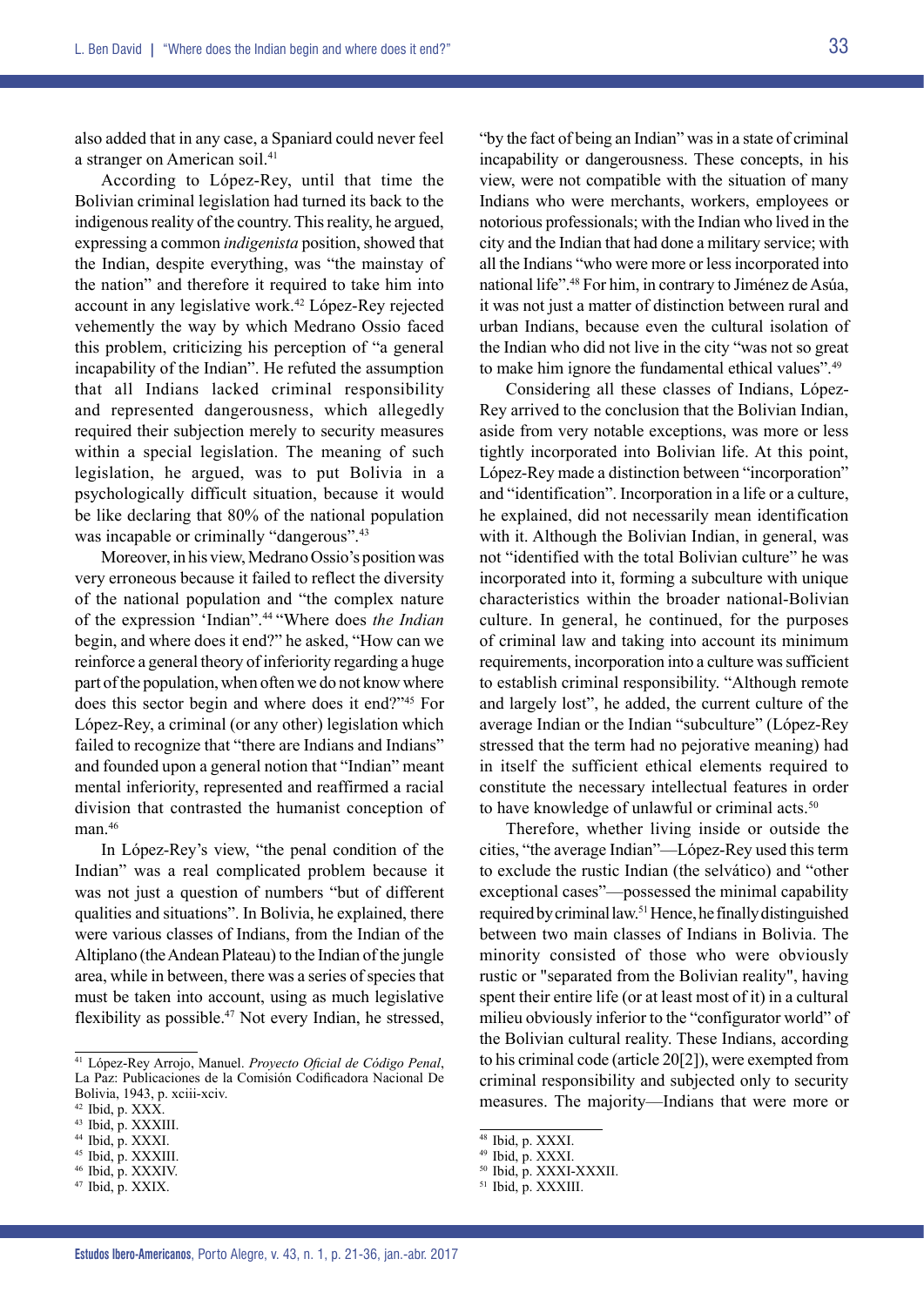also added that in any case, a Spaniard could never feel a stranger on American soil.[41]

According to López-Rey, until that time the Bolivian criminal legislation had turned its back to the indigenous reality of the country. This reality, he argued, expressing a common *indigenista* position, showed that the Indian, despite everything, was "the mainstay of the nation" and therefore it required to take him into account in any legislative work.[42] López-Rey rejected vehemently the way by which Medrano Ossio faced this problem, criticizing his perception of "a general incapability of the Indian". He refuted the assumption that all Indians lacked criminal responsibility and represented dangerousness, which allegedly required their subjection merely to security measures within a special legislation. The meaning of such legislation, he argued, was to put Bolivia in a psychologically difficult situation, because it would be like declaring that 80% of the national population was incapable or criminally "dangerous".[43]

Moreover, in his view, Medrano Ossio's position was very erroneous because it failed to reflect the diversity of the national population and "the complex nature of the expression 'Indian".[44] "Where does *the Indian* begin, and where does it end?" he asked, "How can we reinforce a general theory of inferiority regarding a huge part of the population, when often we do not know where does this sector begin and where does it end?"[45] For López-Rey, a criminal (or any other) legislation which failed to recognize that "there are Indians and Indians" and founded upon a general notion that "Indian" meant mental inferiority, represented and reaffirmed a racial division that contrasted the humanist conception of man.[46]

In López-Rey's view, "the penal condition of the Indian" was a real complicated problem because it was not just a question of numbers "but of different qualities and situations". In Bolivia, he explained, there were various classes of Indians, from the Indian of the Altiplano (the Andean Plateau) to the Indian of the jungle area, while in between, there was a series of species that must be taken into account, using as much legislative flexibility as possible.[47] Not every Indian, he stressed, "by the fact of being an Indian" was in a state of criminal incapability or dangerousness. These concepts, in his view, were not compatible with the situation of many Indians who were merchants, workers, employees or notorious professionals; with the Indian who lived in the city and the Indian that had done a military service; with all the Indians "who were more or less incorporated into national life".[48] For him, in contrary to Jiménez de Asúa, it was not just a matter of distinction between rural and urban Indians, because even the cultural isolation of the Indian who did not live in the city "was not so great to make him ignore the fundamental ethical values".[49]

Considering all these classes of Indians, López-Rey arrived to the conclusion that the Bolivian Indian, aside from very notable exceptions, was more or less tightly incorporated into Bolivian life. At this point, López-Rey made a distinction between "incorporation" and "identification". Incorporation in a life or a culture, he explained, did not necessarily mean identification with it. Although the Bolivian Indian, in general, was not "identified with the total Bolivian culture" he was incorporated into it, forming a subculture with unique characteristics within the broader national-Bolivian culture. In general, he continued, for the purposes of criminal law and taking into account its minimum requirements, incorporation into a culture was sufficient to establish criminal responsibility. "Although remote and largely lost", he added, the current culture of the average Indian or the Indian "subculture" (López-Rey stressed that the term had no pejorative meaning) had in itself the sufficient ethical elements required to constitute the necessary intellectual features in order to have knowledge of unlawful or criminal acts.[50]

Therefore, whether living inside or outside the cities, "the average Indian"—López-Rey used this term to exclude the rustic Indian (the selvático) and "other exceptional cases"—possessed the minimal capability required by criminal law.[51] Hence, he finally distinguished between two main classes of Indians in Bolivia. The minority consisted of those who were obviously rustic or "separated from the Bolivian reality", having spent their entire life (or at least most of it) in a cultural milieu obviously inferior to the "configurator world" of the Bolivian cultural reality. These Indians, according to his criminal code (article 20[2]), were exempted from criminal responsibility and subjected only to security measures. The majority—Indians that were more or

---

[41] López-Rey Arrojo, Manuel. *Proyecto Oficial de Código Penal*, La Paz: Publicaciones de la Comisión Codificadora Nacional De Bolivia, 1943, p. xciii-xciv.
[42] Ibid, p. XXX.
[43] Ibid, p. XXXIII.
[44] Ibid, p. XXXI.
[45] Ibid, p. XXXIII.
[46] Ibid, p. XXXIV.
[47] Ibid, p. XXIX.
[48] Ibid, p. XXXI.
[49] Ibid, p. XXXI.
[50] Ibid, p. XXXI-XXXII.
[51] Ibid, p. XXXIII.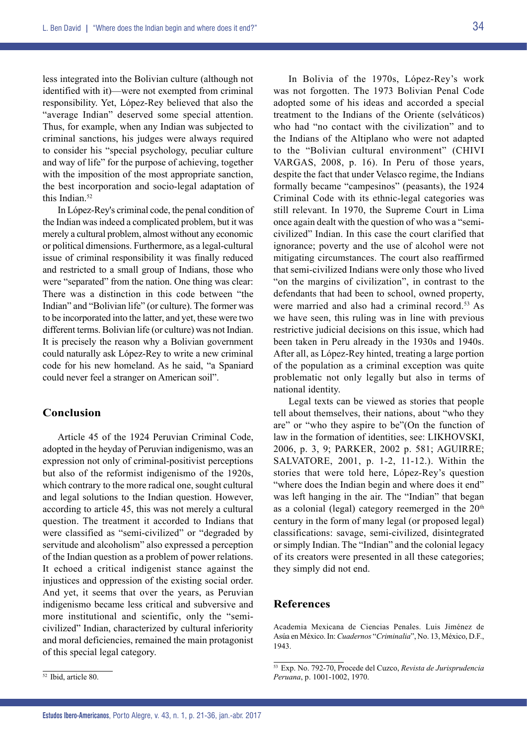less integrated into the Bolivian culture (although not identified with it)—were not exempted from criminal responsibility. Yet, López-Rey believed that also the "average Indian" deserved some special attention. Thus, for example, when any Indian was subjected to criminal sanctions, his judges were always required to consider his "special psychology, peculiar culture and way of life" for the purpose of achieving, together with the imposition of the most appropriate sanction, the best incorporation and socio-legal adaptation of this Indian.[52]

In López-Rey's criminal code, the penal condition of the Indian was indeed a complicated problem, but it was merely a cultural problem, almost without any economic or political dimensions. Furthermore, as a legal-cultural issue of criminal responsibility it was finally reduced and restricted to a small group of Indians, those who were "separated" from the nation. One thing was clear: There was a distinction in this code between "the Indian" and "Bolivian life" (or culture). The former was to be incorporated into the latter, and yet, these were two different terms. Bolivian life (or culture) was not Indian. It is precisely the reason why a Bolivian government could naturally ask López-Rey to write a new criminal code for his new homeland. As he said, "a Spaniard could never feel a stranger on American soil".

## Conclusion

Article 45 of the 1924 Peruvian Criminal Code, adopted in the heyday of Peruvian indigenismo, was an expression not only of criminal-positivist perceptions but also of the reformist indigenismo of the 1920s, which contrary to the more radical one, sought cultural and legal solutions to the Indian question. However, according to article 45, this was not merely a cultural question. The treatment it accorded to Indians that were classified as "semi-civilized" or "degraded by servitude and alcoholism" also expressed a perception of the Indian question as a problem of power relations. It echoed a critical indigenist stance against the injustices and oppression of the existing social order. And yet, it seems that over the years, as Peruvian indigenismo became less critical and subversive and more institutional and scientific, only the "semi-civilized" Indian, characterized by cultural inferiority and moral deficiencies, remained the main protagonist of this special legal category.

In Bolivia of the 1970s, López-Rey's work was not forgotten. The 1973 Bolivian Penal Code adopted some of his ideas and accorded a special treatment to the Indians of the Oriente (selváticos) who had "no contact with the civilization" and to the Indians of the Altiplano who were not adapted to the "Bolivian cultural environment" (CHIVI VARGAS, 2008, p. 16). In Peru of those years, despite the fact that under Velasco regime, the Indians formally became "campesinos" (peasants), the 1924 Criminal Code with its ethnic-legal categories was still relevant. In 1970, the Supreme Court in Lima once again dealt with the question of who was a "semi-civilized" Indian. In this case the court clarified that ignorance; poverty and the use of alcohol were not mitigating circumstances. The court also reaffirmed that semi-civilized Indians were only those who lived "on the margins of civilization", in contrast to the defendants that had been to school, owned property, were married and also had a criminal record.[53] As we have seen, this ruling was in line with previous restrictive judicial decisions on this issue, which had been taken in Peru already in the 1930s and 1940s. After all, as López-Rey hinted, treating a large portion of the population as a criminal exception was quite problematic not only legally but also in terms of national identity.

Legal texts can be viewed as stories that people tell about themselves, their nations, about "who they are" or "who they aspire to be"(On the function of law in the formation of identities, see: LIKHOVSKI, 2006, p. 3, 9; PARKER, 2002 p. 581; AGUIRRE; SALVATORE, 2001, p. 1-2, 11-12.). Within the stories that were told here, López-Rey's question "where does the Indian begin and where does it end" was left hanging in the air. The "Indian" that began as a colonial (legal) category reemerged in the 20th century in the form of many legal (or proposed legal) classifications: savage, semi-civilized, disintegrated or simply Indian. The "Indian" and the colonial legacy of its creators were presented in all these categories; they simply did not end.

## References

Academia Mexicana de Ciencias Penales. Luis Jiménez de Asúa en México. In: *Cuadernos* "*Criminalia*", No. 13, México, D.F., 1943.

---

[52] Ibid, article 80.

[53] Exp. No. 792-70, Procede del Cuzco, *Revista de Jurisprudencia Peruana*, p. 1001-1002, 1970.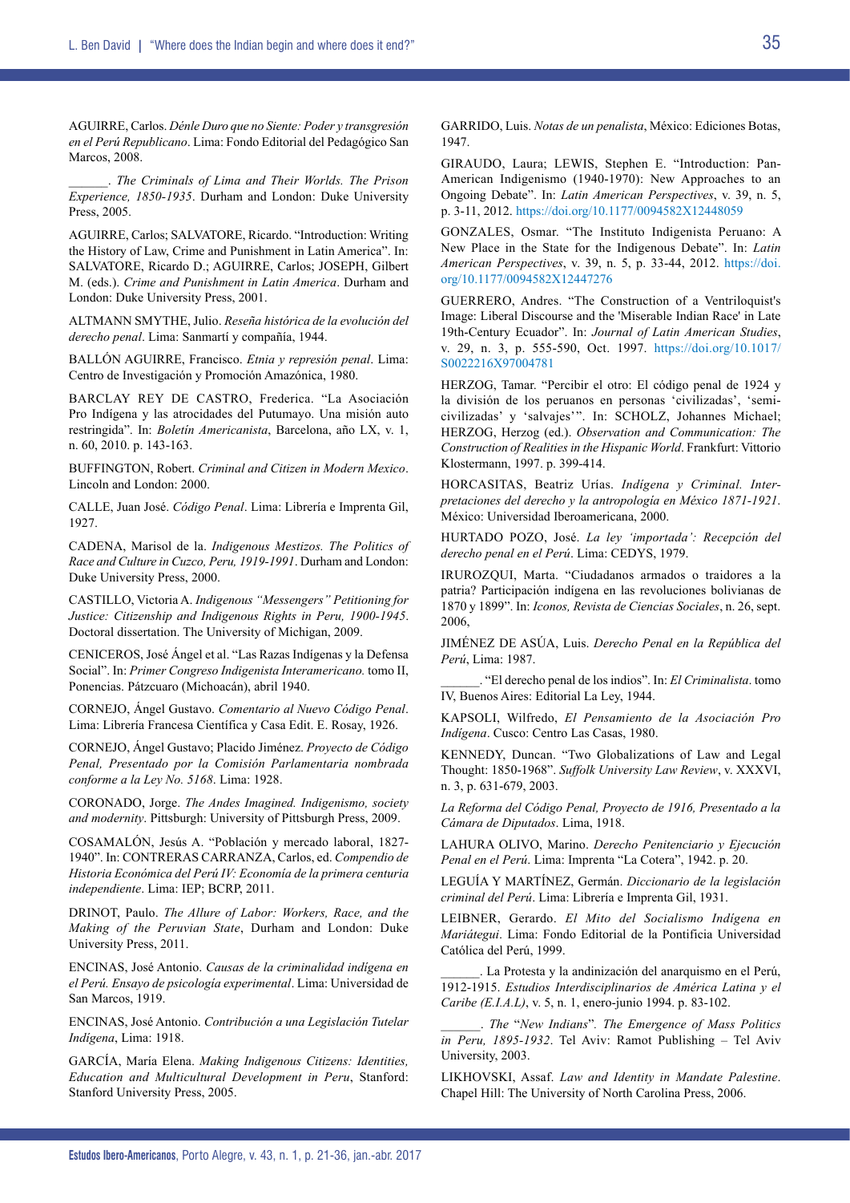AGUIRRE, Carlos. *Dénle Duro que no Siente: Poder y transgresión en el Perú Republicano*. Lima: Fondo Editorial del Pedagógico San Marcos, 2008.

______. *The Criminals of Lima and Their Worlds. The Prison Experience, 1850-1935*. Durham and London: Duke University Press, 2005.

AGUIRRE, Carlos; SALVATORE, Ricardo. "Introduction: Writing the History of Law, Crime and Punishment in Latin America". In: SALVATORE, Ricardo D.; AGUIRRE, Carlos; JOSEPH, Gilbert M. (eds.). *Crime and Punishment in Latin America*. Durham and London: Duke University Press, 2001.

ALTMANN SMYTHE, Julio. *Reseña histórica de la evolución del derecho penal*. Lima: Sanmartí y compañía, 1944.

BALLÓN AGUIRRE, Francisco. *Etnia y represión penal*. Lima: Centro de Investigación y Promoción Amazónica, 1980.

BARCLAY REY DE CASTRO, Frederica. "La Asociación Pro Indígena y las atrocidades del Putumayo. Una misión auto restringida". In: *Boletín Americanista*, Barcelona, año LX, v. 1, n. 60, 2010. p. 143-163.

BUFFINGTON, Robert. *Criminal and Citizen in Modern Mexico*. Lincoln and London: 2000.

CALLE, Juan José. *Código Penal*. Lima: Librería e Imprenta Gil, 1927.

CADENA, Marisol de la. *Indigenous Mestizos. The Politics of Race and Culture in Cuzco, Peru, 1919-1991*. Durham and London: Duke University Press, 2000.

CASTILLO, Victoria A. *Indigenous "Messengers" Petitioning for Justice: Citizenship and Indigenous Rights in Peru, 1900-1945*. Doctoral dissertation. The University of Michigan, 2009.

CENICEROS, José Ángel et al. "Las Razas Indígenas y la Defensa Social". In: *Primer Congreso Indigenista Interamericano.* tomo II, Ponencias. Pátzcuaro (Michoacán), abril 1940.

CORNEJO, Ángel Gustavo. *Comentario al Nuevo Código Penal*. Lima: Librería Francesa Científica y Casa Edit. E. Rosay, 1926.

CORNEJO, Ángel Gustavo; Placido Jiménez. *Proyecto de Código Penal, Presentado por la Comisión Parlamentaria nombrada conforme a la Ley No. 5168*. Lima: 1928.

CORONADO, Jorge. *The Andes Imagined. Indigenismo, society and modernity*. Pittsburgh: University of Pittsburgh Press, 2009.

COSAMALÓN, Jesús A. "Población y mercado laboral, 1827-1940". In: CONTRERAS CARRANZA, Carlos, ed. *Compendio de Historia Económica del Perú IV: Economía de la primera centuria independiente*. Lima: IEP; BCRP, 2011.

DRINOT, Paulo. *The Allure of Labor: Workers, Race, and the Making of the Peruvian State*, Durham and London: Duke University Press, 2011.

ENCINAS, José Antonio. *Causas de la criminalidad indígena en el Perú. Ensayo de psicología experimental*. Lima: Universidad de San Marcos, 1919.

ENCINAS, José Antonio. *Contribución a una Legislación Tutelar Indígena*, Lima: 1918.

GARCÍA, María Elena. *Making Indigenous Citizens: Identities, Education and Multicultural Development in Peru*, Stanford: Stanford University Press, 2005.

GARRIDO, Luis. *Notas de un penalista*, México: Ediciones Botas, 1947.

GIRAUDO, Laura; LEWIS, Stephen E. "Introduction: Pan-American Indigenismo (1940-1970): New Approaches to an Ongoing Debate". In: *Latin American Perspectives*, v. 39, n. 5, p. 3-11, 2012. https://doi.org/10.1177/0094582X12448059

GONZALES, Osmar. "The Instituto Indigenista Peruano: A New Place in the State for the Indigenous Debate". In: *Latin American Perspectives*, v. 39, n. 5, p. 33-44, 2012. https://doi.org/10.1177/0094582X12447276

GUERRERO, Andres. "The Construction of a Ventriloquist's Image: Liberal Discourse and the 'Miserable Indian Race' in Late 19th-Century Ecuador". In: *Journal of Latin American Studies*, v. 29, n. 3, p. 555-590, Oct. 1997. https://doi.org/10.1017/S0022216X97004781

HERZOG, Tamar. "Percibir el otro: El código penal de 1924 y la división de los peruanos en personas 'civilizadas', 'semi-civilizadas' y 'salvajes'". In: SCHOLZ, Johannes Michael; HERZOG, Herzog (ed.). *Observation and Communication: The Construction of Realities in the Hispanic World*. Frankfurt: Vittorio Klostermann, 1997. p. 399-414.

HORCASITAS, Beatriz Urías. *Indígena y Criminal. Interpretaciones del derecho y la antropología en México 1871-1921*. México: Universidad Iberoamericana, 2000.

HURTADO POZO, José. *La ley 'importada': Recepción del derecho penal en el Perú*. Lima: CEDYS, 1979.

IRUROZQUI, Marta. "Ciudadanos armados o traidores a la patria? Participación indígena en las revoluciones bolivianas de 1870 y 1899". In: *Iconos, Revista de Ciencias Sociales*, n. 26, sept. 2006,

JIMÉNEZ DE ASÚA, Luis. *Derecho Penal en la República del Perú*, Lima: 1987.

______. "El derecho penal de los indios". In: *El Criminalista*. tomo IV, Buenos Aires: Editorial La Ley, 1944.

KAPSOLI, Wilfredo, *El Pensamiento de la Asociación Pro Indígena*. Cusco: Centro Las Casas, 1980.

KENNEDY, Duncan. "Two Globalizations of Law and Legal Thought: 1850-1968". *Suffolk University Law Review*, v. XXXVI, n. 3, p. 631-679, 2003.

*La Reforma del Código Penal, Proyecto de 1916, Presentado a la Cámara de Diputados*. Lima, 1918.

LAHURA OLIVO, Marino. *Derecho Penitenciario y Ejecución Penal en el Perú*. Lima: Imprenta "La Cotera", 1942. p. 20.

LEGUÍA Y MARTÍNEZ, Germán. *Diccionario de la legislación criminal del Perú*. Lima: Librería e Imprenta Gil, 1931.

LEIBNER, Gerardo. *El Mito del Socialismo Indígena en Mariátegui*. Lima: Fondo Editorial de la Pontificia Universidad Católica del Perú, 1999.

______. La Protesta y la andinización del anarquismo en el Perú, 1912-1915. *Estudios Interdisciplinarios de América Latina y el Caribe (E.I.A.L)*, v. 5, n. 1, enero-junio 1994. p. 83-102.

______. *The "New Indians". The Emergence of Mass Politics in Peru, 1895-1932*. Tel Aviv: Ramot Publishing – Tel Aviv University, 2003.

LIKHOVSKI, Assaf. *Law and Identity in Mandate Palestine*. Chapel Hill: The University of North Carolina Press, 2006.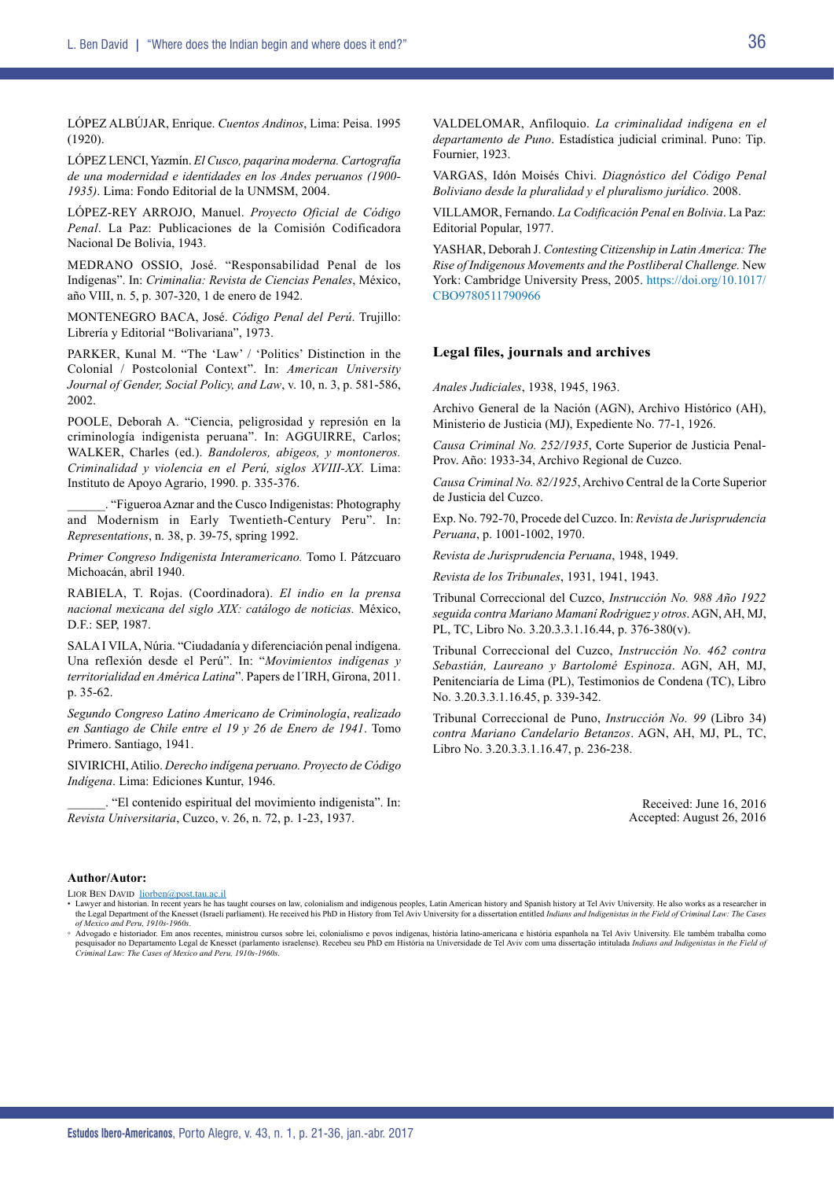LÓPEZ ALBÚJAR, Enrique. *Cuentos Andinos*, Lima: Peisa. 1995 (1920).

LÓPEZ LENCI, Yazmín. *El Cusco, paqarina moderna. Cartografía de una modernidad e identidades en los Andes peruanos (1900-1935).* Lima: Fondo Editorial de la UNMSM, 2004.

LÓPEZ-REY ARROJO, Manuel. *Proyecto Oficial de Código Penal*. La Paz: Publicaciones de la Comisión Codificadora Nacional De Bolivia, 1943.

MEDRANO OSSIO, José. "Responsabilidad Penal de los Indígenas". In: *Criminalia: Revista de Ciencias Penales*, México, año VIII, n. 5, p. 307-320, 1 de enero de 1942.

MONTENEGRO BACA, José. *Código Penal del Perú*. Trujillo: Librería y Editorial "Bolivariana", 1973.

PARKER, Kunal M. "The 'Law' / 'Politics' Distinction in the Colonial / Postcolonial Context". In: *American University Journal of Gender, Social Policy, and Law*, v. 10, n. 3, p. 581-586, 2002.

POOLE, Deborah A. "Ciencia, peligrosidad y represión en la criminología indigenista peruana". In: AGGUIRRE, Carlos; WALKER, Charles (ed.). *Bandoleros, abigeos, y montoneros. Criminalidad y violencia en el Perú, siglos XVIII-XX*. Lima: Instituto de Apoyo Agrario, 1990. p. 335-376.

______. "Figueroa Aznar and the Cusco Indigenistas: Photography and Modernism in Early Twentieth-Century Peru". In: *Representations*, n. 38, p. 39-75, spring 1992.

*Primer Congreso Indigenista Interamericano.* Tomo I. Pátzcuaro Michoacán, abril 1940.

RABIELA, T. Rojas. (Coordinadora). *El indio en la prensa nacional mexicana del siglo XIX: catálogo de noticias.* México, D.F.: SEP, 1987.

SALA I VILA, Núria. "Ciudadanía y diferenciación penal indígena. Una reflexión desde el Perú". In: "*Movimientos indígenas y territorialidad en América Latina*". Papers de l´IRH, Girona, 2011. p. 35-62.

*Segundo Congreso Latino Americano de Criminología*, *realizado en Santiago de Chile entre el 19 y 26 de Enero de 1941*. Tomo Primero. Santiago, 1941.

SIVIRICHI, Atilio. *Derecho indígena peruano. Proyecto de Código Indígena*. Lima: Ediciones Kuntur, 1946.

______. "El contenido espiritual del movimiento indigenista". In: *Revista Universitaria*, Cuzco, v. 26, n. 72, p. 1-23, 1937.

VALDELOMAR, Anfiloquio. *La criminalidad indígena en el departamento de Puno*. Estadística judicial criminal. Puno: Tip. Fournier, 1923.

VARGAS, Idón Moisés Chivi. *Diagnóstico del Código Penal Boliviano desde la pluralidad y el pluralismo jurídico.* 2008.

VILLAMOR, Fernando. *La Codificación Penal en Bolivia*. La Paz: Editorial Popular, 1977.

YASHAR, Deborah J. *Contesting Citizenship in Latin America: The Rise of Indigenous Movements and the Postliberal Challenge.* New York: Cambridge University Press, 2005. https://doi.org/10.1017/CBO9780511790966

### Legal files, journals and archives

*Anales Judiciales*, 1938, 1945, 1963.

Archivo General de la Nación (AGN), Archivo Histórico (AH), Ministerio de Justicia (MJ), Expediente No. 77-1, 1926.

*Causa Criminal No. 252/1935*, Corte Superior de Justicia Penal-Prov. Año: 1933-34, Archivo Regional de Cuzco.

*Causa Criminal No. 82/1925*, Archivo Central de la Corte Superior de Justicia del Cuzco.

Exp. No. 792-70, Procede del Cuzco. In: *Revista de Jurisprudencia Peruana*, p. 1001-1002, 1970.

*Revista de Jurisprudencia Peruana*, 1948, 1949.

*Revista de los Tribunales*, 1931, 1941, 1943.

Tribunal Correccional del Cuzco, *Instrucción No. 988 Año 1922 seguida contra Mariano Mamaní Rodriguez y otros*. AGN, AH, MJ, PL, TC, Libro No. 3.20.3.3.1.16.44, p. 376-380(v).

Tribunal Correccional del Cuzco, *Instrucción No. 462 contra Sebastián, Laureano y Bartolomé Espinoza*. AGN, AH, MJ, Penitenciaría de Lima (PL), Testimonios de Condena (TC), Libro No. 3.20.3.3.1.16.45, p. 339-342.

Tribunal Correccional de Puno, *Instrucción No. 99* (Libro 34) *contra Mariano Candelario Betanzos*. AGN, AH, MJ, PL, TC, Libro No. 3.20.3.3.1.16.47, p. 236-238.

Received: June 16, 2016
Accepted: August 26, 2016

**Author/Autor:**

Lior Ben David liorben@post.tau.ac.il

- Lawyer and historian. In recent years he has taught courses on law, colonialism and indigenous peoples, Latin American history and Spanish history at Tel Aviv University. He also works as a researcher in the Legal Department of the Knesset (Israeli parliament). He received his PhD in History from Tel Aviv University for a dissertation entitled *Indians and Indigenistas in the Field of Criminal Law: The Cases of Mexico and Peru, 1910s-1960s*.
- Advogado e historiador. Em anos recentes, ministrou cursos sobre lei, colonialismo e povos indígenas, história latino-americana e história espanhola na Tel Aviv University. Ele também trabalha como pesquisador no Departamento Legal de Knesset (parlamento israelense). Recebeu seu PhD em História na Universidade de Tel Aviv com uma dissertação intitulada *Indians and Indigenistas in the Field of Criminal Law: The Cases of Mexico and Peru, 1910s-1960s*.